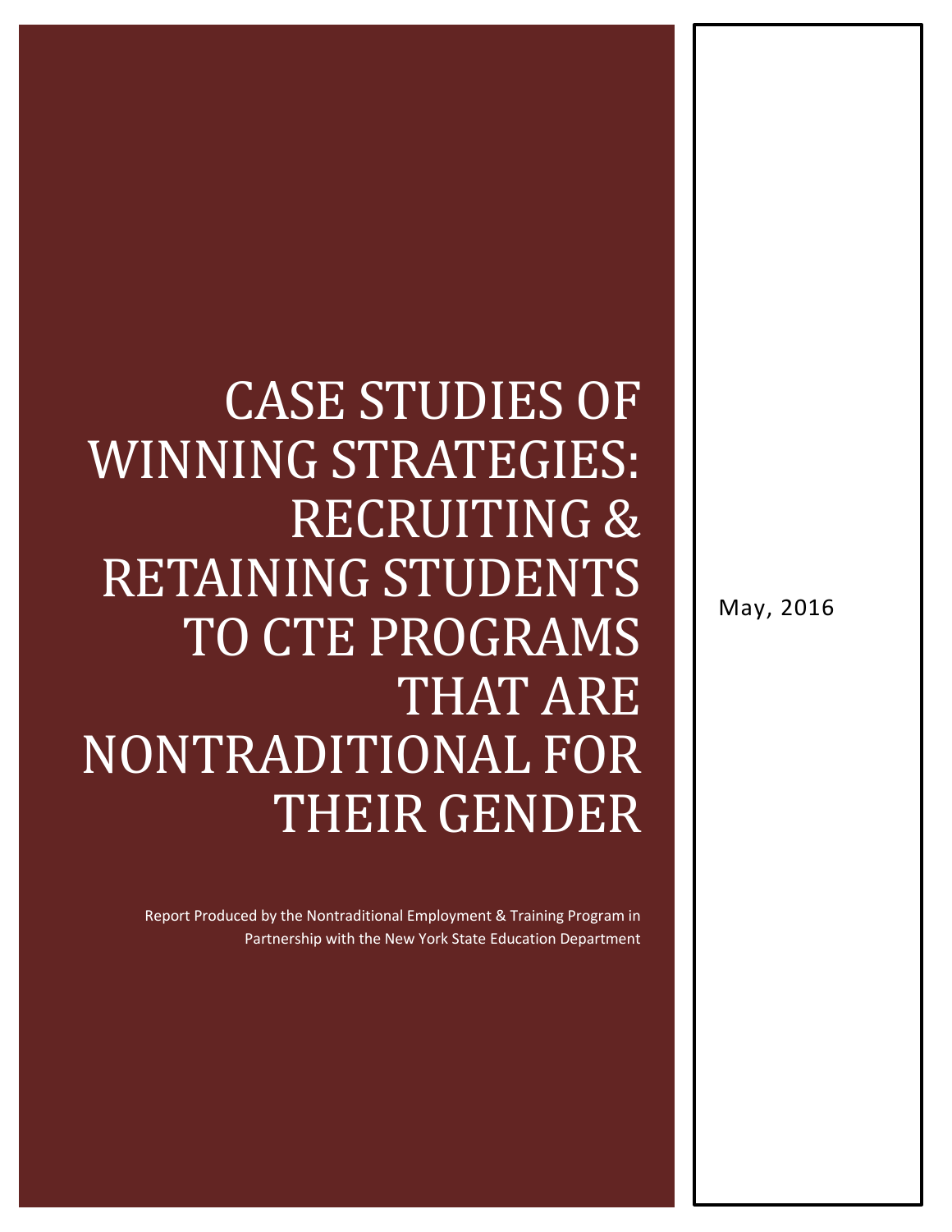# CASE STUDIES OF WINNING STRATEGIES: RECRUITING & RETAINING STUDENTS TO CTE PROGRAMS THAT ARE NONTRADITIONAL FOR THEIR GENDER

Report Produced by the Nontraditional Employment & Training Program in Partnership with the New York State Education Department

May, 2016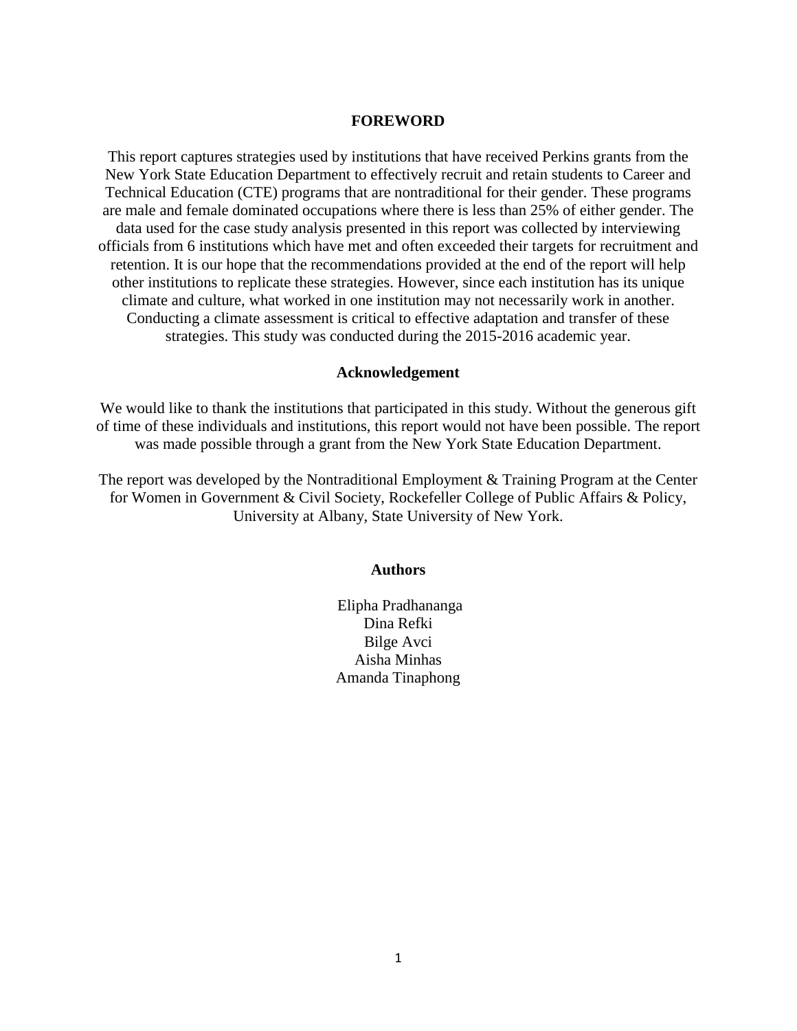## FOREWORD

This report captures strategies used by institutions that have received Perkins grants from the New York State Education Department to effectively recruit and retain students to Career and Technical Education (CTE) programs that are nontraditional for their gender. These programs are male and female dominated occupations where there is less than 25% of either gender. The data used for the case study analysis presented in this report was collected by interviewing officials from 6 institutions which have met and often exceeded their targets for recruitment and retention. It is our hope that the recommendations provided at the end of the report will help other institutions to replicate these strategies. However, since each institution has its unique climate and culture, what worked in one institution may not necessarily work in another. Conducting a climate assessment is critical to effective adaptation and transfer of these strategies. This study was conducted during the 2015-2016 academic year.

## Acknowledgement

We would like to thank the institutions that participated in this study. Without the generous gift of time of these individuals and institutions, this report would not have been possible. The report was made possible through a grant from the New York State Education Department.

The report was developed by the Nontraditional Employment & Training Program at the Center for Women in Government & Civil Society, Rockefeller College of Public Affairs & Policy, University at Albany, State University of New York.

## Authors

Elipha Pradhananga
Dina Refki
Bilge Avci
Aisha Minhas
Amanda Tinaphong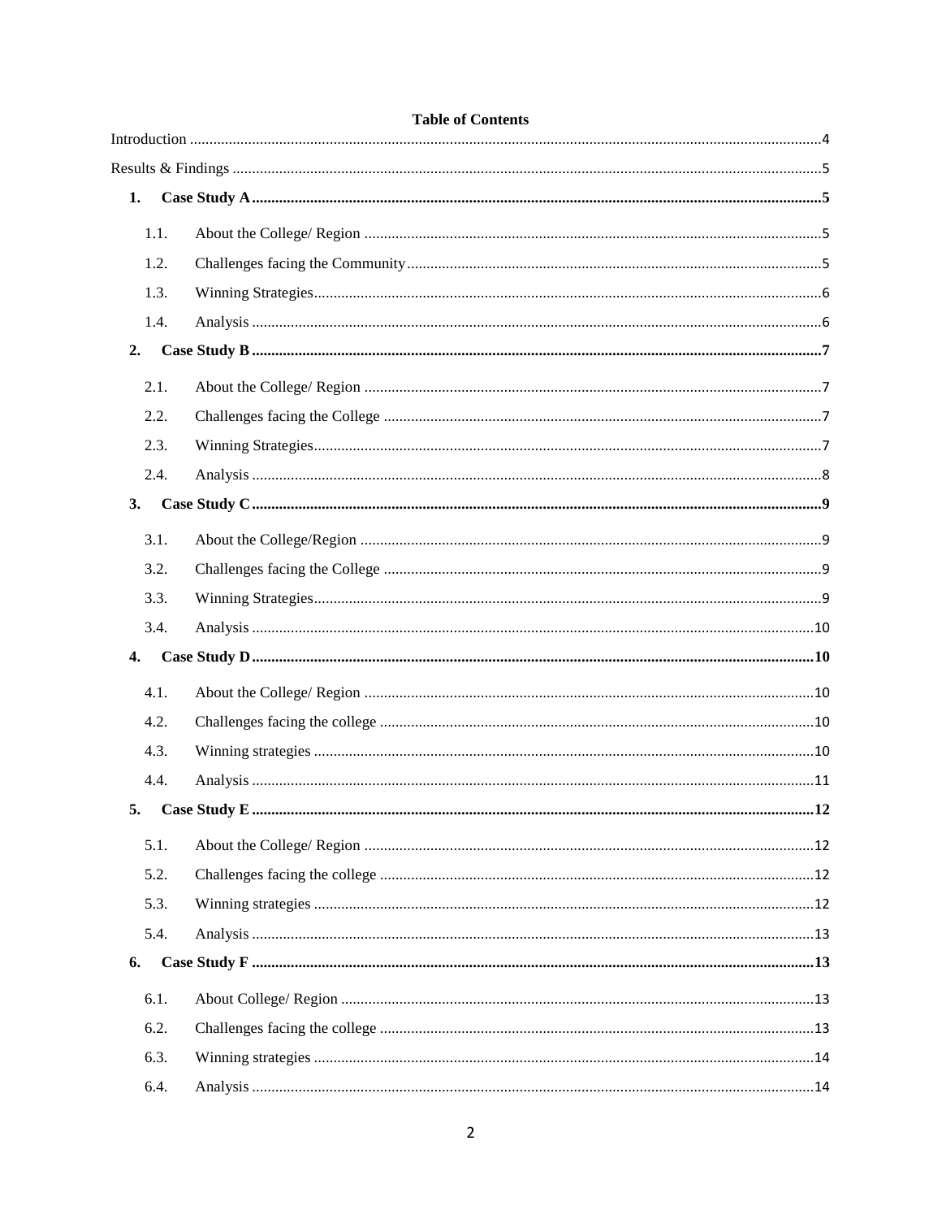**Table of Contents**

Introduction ....... 4

Results & Findings ....... 5

**1. Case Study A ....... 5**

- 1.1. About the College/ Region ....... 5
- 1.2. Challenges facing the Community ....... 5
- 1.3. Winning Strategies ....... 6
- 1.4. Analysis ....... 6

**2. Case Study B ....... 7**

- 2.1. About the College/ Region ....... 7
- 2.2. Challenges facing the College ....... 7
- 2.3. Winning Strategies ....... 7
- 2.4. Analysis ....... 8

**3. Case Study C ....... 9**

- 3.1. About the College/Region ....... 9
- 3.2. Challenges facing the College ....... 9
- 3.3. Winning Strategies ....... 9
- 3.4. Analysis ....... 10

**4. Case Study D ....... 10**

- 4.1. About the College/ Region ....... 10
- 4.2. Challenges facing the college ....... 10
- 4.3. Winning strategies ....... 10
- 4.4. Analysis ....... 11

**5. Case Study E ....... 12**

- 5.1. About the College/ Region ....... 12
- 5.2. Challenges facing the college ....... 12
- 5.3. Winning strategies ....... 12
- 5.4. Analysis ....... 13

**6. Case Study F ....... 13**

- 6.1. About College/ Region ....... 13
- 6.2. Challenges facing the college ....... 13
- 6.3. Winning strategies ....... 14
- 6.4. Analysis ....... 14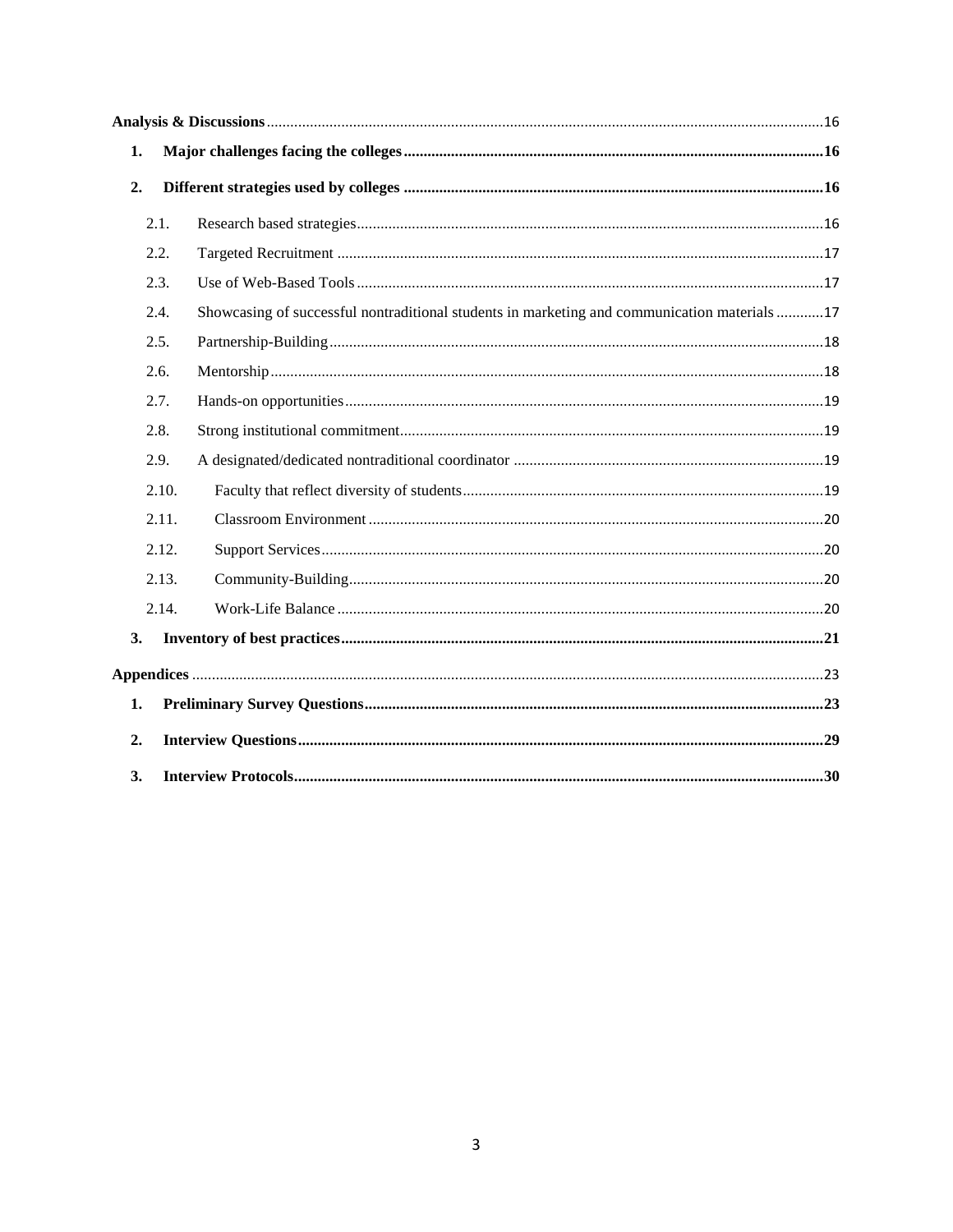**Analysis & Discussions** ... 16

1. **Major challenges facing the colleges** ... 16
2. **Different strategies used by colleges** ... 16
   - 2.1. Research based strategies ... 16
   - 2.2. Targeted Recruitment ... 17
   - 2.3. Use of Web-Based Tools ... 17
   - 2.4. Showcasing of successful nontraditional students in marketing and communication materials ... 17
   - 2.5. Partnership-Building ... 18
   - 2.6. Mentorship ... 18
   - 2.7. Hands-on opportunities ... 19
   - 2.8. Strong institutional commitment ... 19
   - 2.9. A designated/dedicated nontraditional coordinator ... 19
   - 2.10. Faculty that reflect diversity of students ... 19
   - 2.11. Classroom Environment ... 20
   - 2.12. Support Services ... 20
   - 2.13. Community-Building ... 20
   - 2.14. Work-Life Balance ... 20
3. **Inventory of best practices** ... 21

**Appendices** ... 23

1. **Preliminary Survey Questions** ... 23
2. **Interview Questions** ... 29
3. **Interview Protocols** ... 30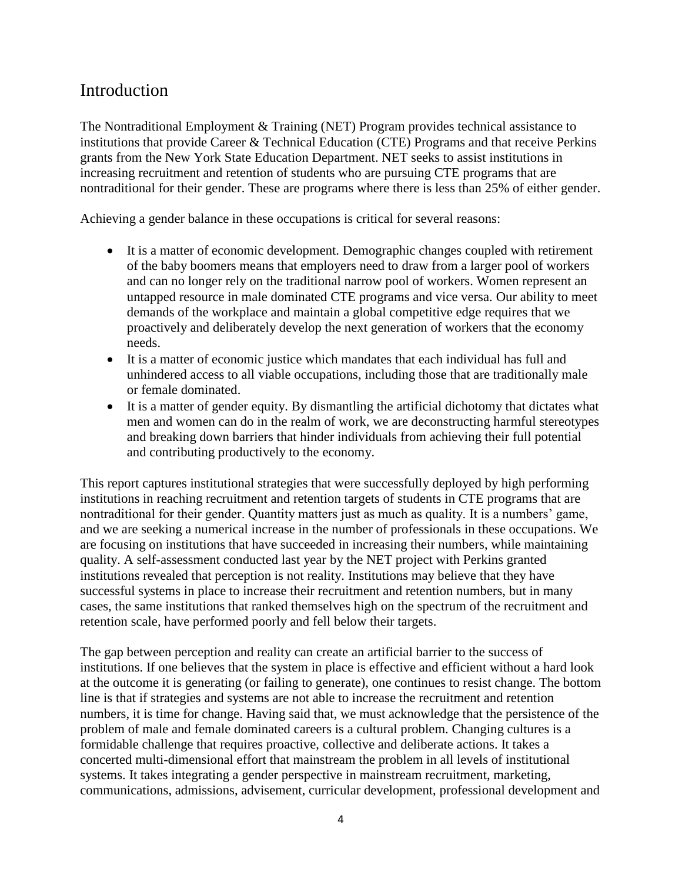## Introduction

The Nontraditional Employment & Training (NET) Program provides technical assistance to institutions that provide Career & Technical Education (CTE) Programs and that receive Perkins grants from the New York State Education Department. NET seeks to assist institutions in increasing recruitment and retention of students who are pursuing CTE programs that are nontraditional for their gender. These are programs where there is less than 25% of either gender.

Achieving a gender balance in these occupations is critical for several reasons:

- It is a matter of economic development. Demographic changes coupled with retirement of the baby boomers means that employers need to draw from a larger pool of workers and can no longer rely on the traditional narrow pool of workers. Women represent an untapped resource in male dominated CTE programs and vice versa. Our ability to meet demands of the workplace and maintain a global competitive edge requires that we proactively and deliberately develop the next generation of workers that the economy needs.
- It is a matter of economic justice which mandates that each individual has full and unhindered access to all viable occupations, including those that are traditionally male or female dominated.
- It is a matter of gender equity. By dismantling the artificial dichotomy that dictates what men and women can do in the realm of work, we are deconstructing harmful stereotypes and breaking down barriers that hinder individuals from achieving their full potential and contributing productively to the economy.

This report captures institutional strategies that were successfully deployed by high performing institutions in reaching recruitment and retention targets of students in CTE programs that are nontraditional for their gender. Quantity matters just as much as quality. It is a numbers' game, and we are seeking a numerical increase in the number of professionals in these occupations. We are focusing on institutions that have succeeded in increasing their numbers, while maintaining quality. A self-assessment conducted last year by the NET project with Perkins granted institutions revealed that perception is not reality. Institutions may believe that they have successful systems in place to increase their recruitment and retention numbers, but in many cases, the same institutions that ranked themselves high on the spectrum of the recruitment and retention scale, have performed poorly and fell below their targets.

The gap between perception and reality can create an artificial barrier to the success of institutions. If one believes that the system in place is effective and efficient without a hard look at the outcome it is generating (or failing to generate), one continues to resist change. The bottom line is that if strategies and systems are not able to increase the recruitment and retention numbers, it is time for change. Having said that, we must acknowledge that the persistence of the problem of male and female dominated careers is a cultural problem. Changing cultures is a formidable challenge that requires proactive, collective and deliberate actions. It takes a concerted multi-dimensional effort that mainstream the problem in all levels of institutional systems. It takes integrating a gender perspective in mainstream recruitment, marketing, communications, admissions, advisement, curricular development, professional development and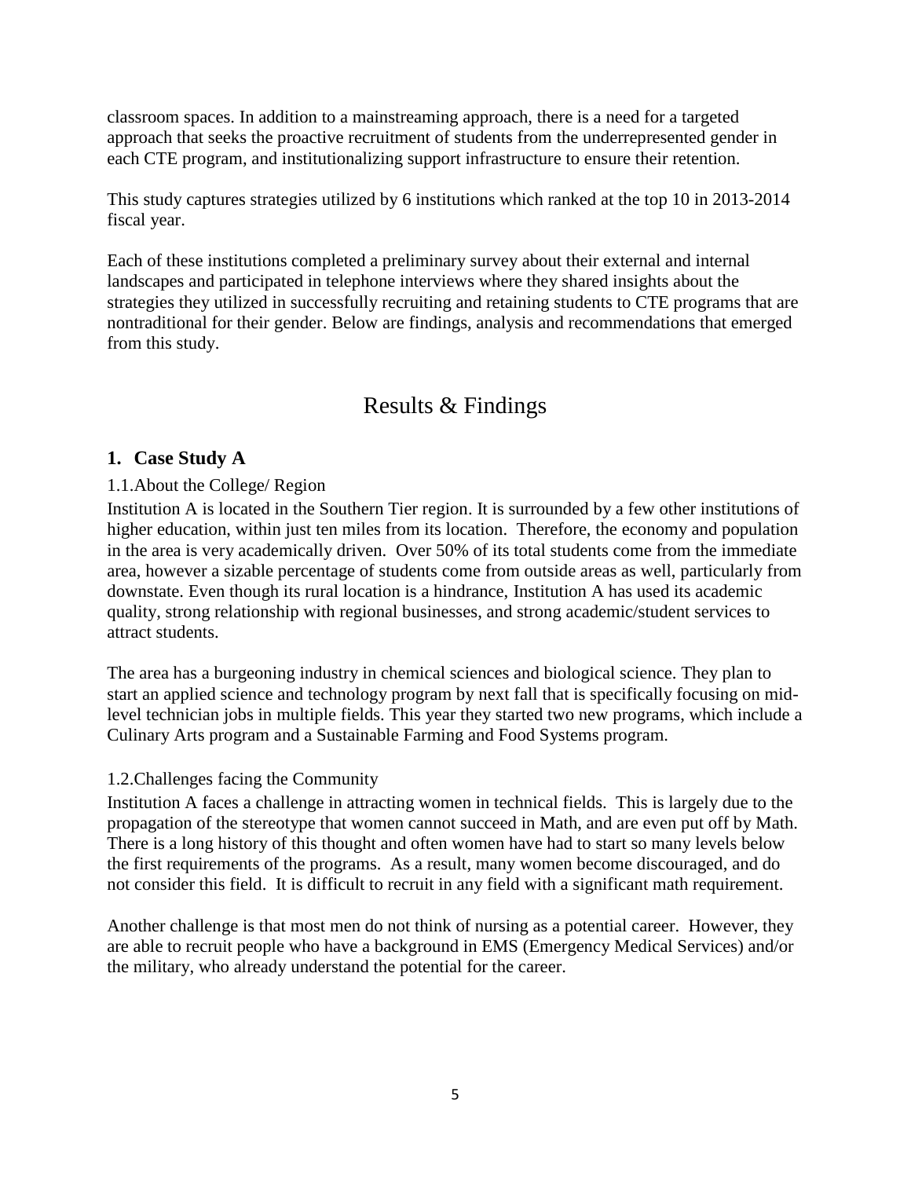classroom spaces. In addition to a mainstreaming approach, there is a need for a targeted approach that seeks the proactive recruitment of students from the underrepresented gender in each CTE program, and institutionalizing support infrastructure to ensure their retention.

This study captures strategies utilized by 6 institutions which ranked at the top 10 in 2013-2014 fiscal year.

Each of these institutions completed a preliminary survey about their external and internal landscapes and participated in telephone interviews where they shared insights about the strategies they utilized in successfully recruiting and retaining students to CTE programs that are nontraditional for their gender. Below are findings, analysis and recommendations that emerged from this study.

# Results & Findings

## 1. Case Study A

### 1.1. About the College/ Region

Institution A is located in the Southern Tier region. It is surrounded by a few other institutions of higher education, within just ten miles from its location. Therefore, the economy and population in the area is very academically driven. Over 50% of its total students come from the immediate area, however a sizable percentage of students come from outside areas as well, particularly from downstate. Even though its rural location is a hindrance, Institution A has used its academic quality, strong relationship with regional businesses, and strong academic/student services to attract students.

The area has a burgeoning industry in chemical sciences and biological science. They plan to start an applied science and technology program by next fall that is specifically focusing on mid-level technician jobs in multiple fields. This year they started two new programs, which include a Culinary Arts program and a Sustainable Farming and Food Systems program.

### 1.2. Challenges facing the Community

Institution A faces a challenge in attracting women in technical fields. This is largely due to the propagation of the stereotype that women cannot succeed in Math, and are even put off by Math. There is a long history of this thought and often women have had to start so many levels below the first requirements of the programs. As a result, many women become discouraged, and do not consider this field. It is difficult to recruit in any field with a significant math requirement.

Another challenge is that most men do not think of nursing as a potential career. However, they are able to recruit people who have a background in EMS (Emergency Medical Services) and/or the military, who already understand the potential for the career.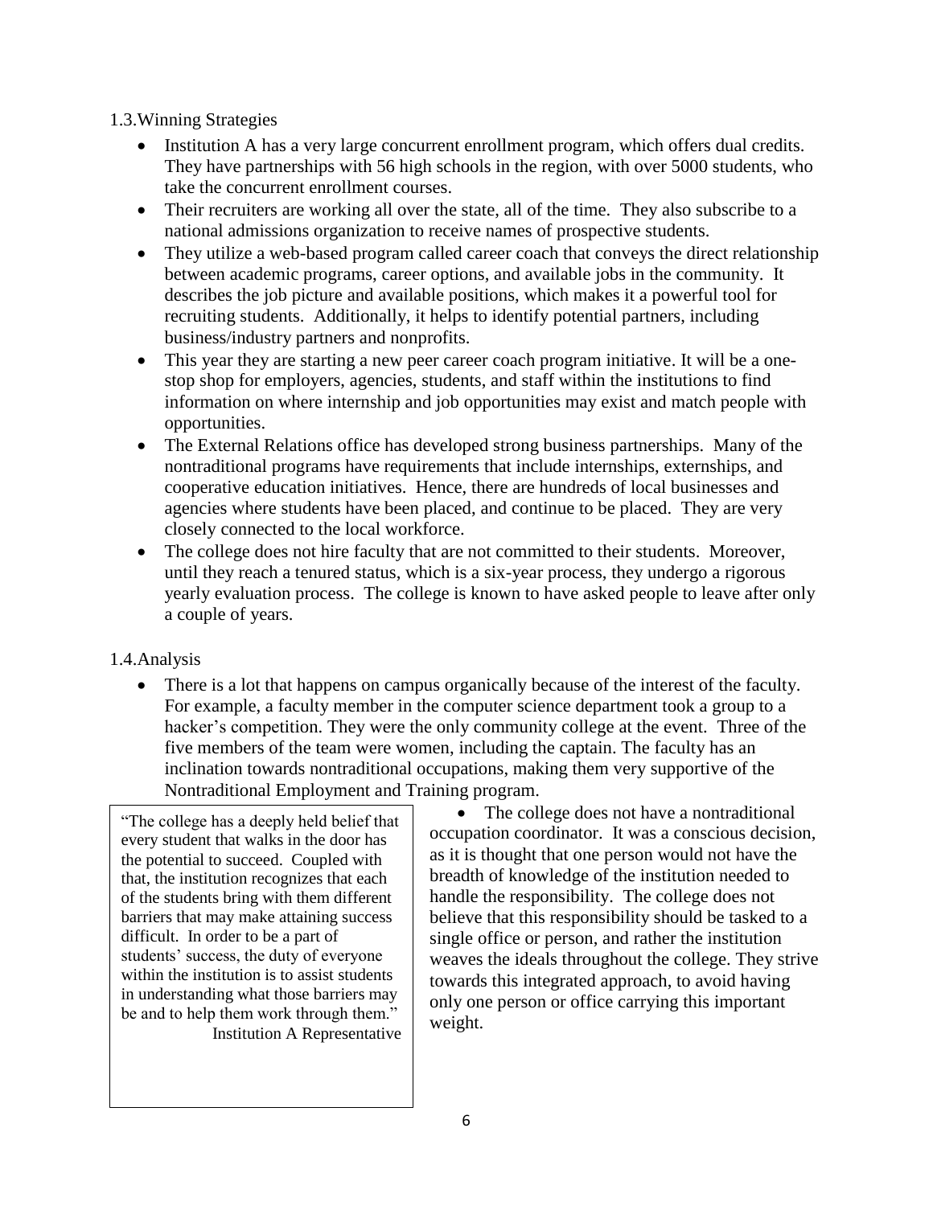## 1.3. Winning Strategies

- Institution A has a very large concurrent enrollment program, which offers dual credits. They have partnerships with 56 high schools in the region, with over 5000 students, who take the concurrent enrollment courses.
- Their recruiters are working all over the state, all of the time. They also subscribe to a national admissions organization to receive names of prospective students.
- They utilize a web-based program called career coach that conveys the direct relationship between academic programs, career options, and available jobs in the community. It describes the job picture and available positions, which makes it a powerful tool for recruiting students. Additionally, it helps to identify potential partners, including business/industry partners and nonprofits.
- This year they are starting a new peer career coach program initiative. It will be a one-stop shop for employers, agencies, students, and staff within the institutions to find information on where internship and job opportunities may exist and match people with opportunities.
- The External Relations office has developed strong business partnerships. Many of the nontraditional programs have requirements that include internships, externships, and cooperative education initiatives. Hence, there are hundreds of local businesses and agencies where students have been placed, and continue to be placed. They are very closely connected to the local workforce.
- The college does not hire faculty that are not committed to their students. Moreover, until they reach a tenured status, which is a six-year process, they undergo a rigorous yearly evaluation process. The college is known to have asked people to leave after only a couple of years.

## 1.4. Analysis

- There is a lot that happens on campus organically because of the interest of the faculty. For example, a faculty member in the computer science department took a group to a hacker's competition. They were the only community college at the event. Three of the five members of the team were women, including the captain. The faculty has an inclination towards nontraditional occupations, making them very supportive of the Nontraditional Employment and Training program.
- The college does not have a nontraditional occupation coordinator. It was a conscious decision, as it is thought that one person would not have the breadth of knowledge of the institution needed to handle the responsibility. The college does not believe that this responsibility should be tasked to a single office or person, and rather the institution weaves the ideals throughout the college. They strive towards this integrated approach, to avoid having only one person or office carrying this important weight.

> "The college has a deeply held belief that every student that walks in the door has the potential to succeed. Coupled with that, the institution recognizes that each of the students bring with them different barriers that may make attaining success difficult. In order to be a part of students' success, the duty of everyone within the institution is to assist students in understanding what those barriers may be and to help them work through them."
>
> Institution A Representative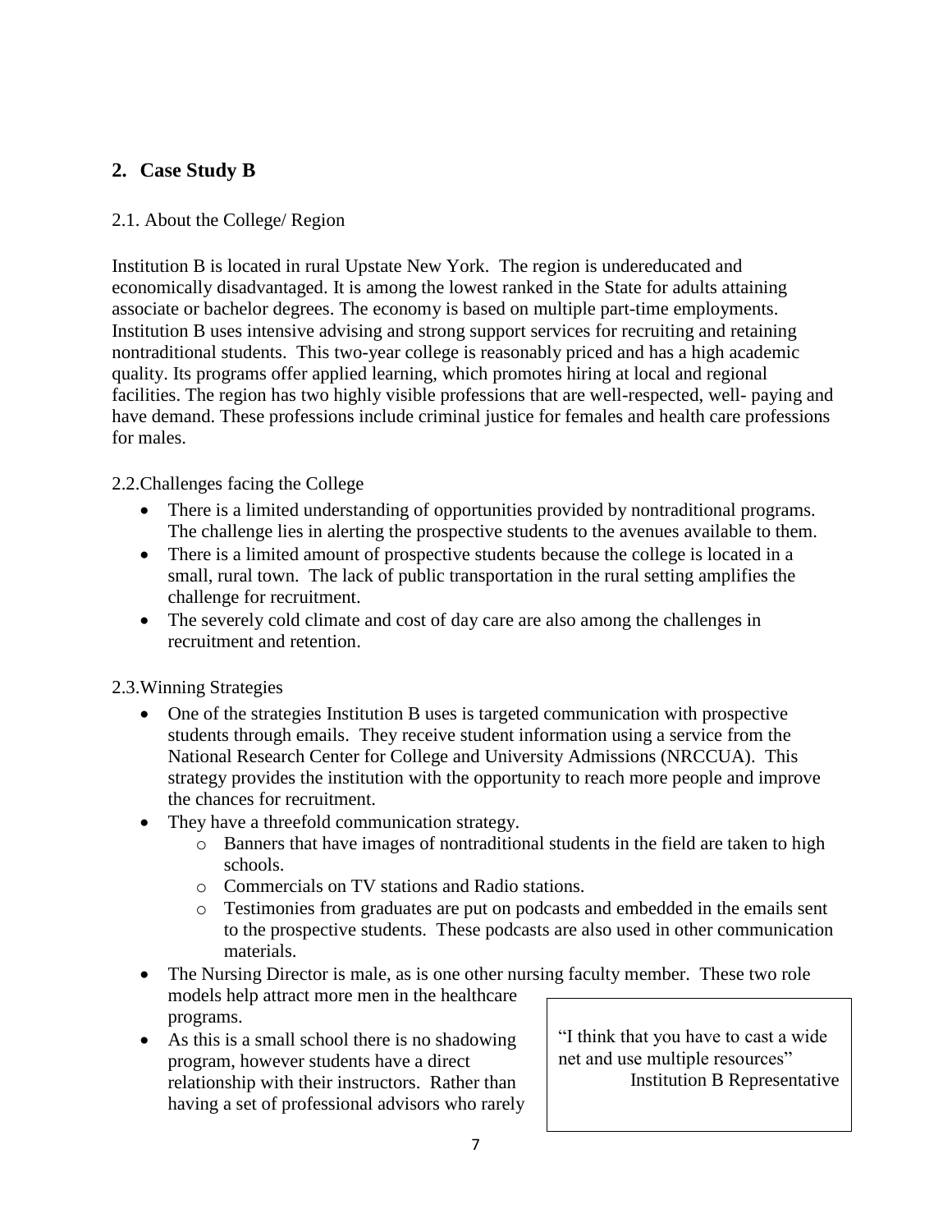## 2. Case Study B

2.1. About the College/ Region

Institution B is located in rural Upstate New York. The region is undereducated and economically disadvantaged. It is among the lowest ranked in the State for adults attaining associate or bachelor degrees. The economy is based on multiple part-time employments. Institution B uses intensive advising and strong support services for recruiting and retaining nontraditional students. This two-year college is reasonably priced and has a high academic quality. Its programs offer applied learning, which promotes hiring at local and regional facilities. The region has two highly visible professions that are well-respected, well- paying and have demand. These professions include criminal justice for females and health care professions for males.

2.2.Challenges facing the College

- There is a limited understanding of opportunities provided by nontraditional programs. The challenge lies in alerting the prospective students to the avenues available to them.
- There is a limited amount of prospective students because the college is located in a small, rural town. The lack of public transportation in the rural setting amplifies the challenge for recruitment.
- The severely cold climate and cost of day care are also among the challenges in recruitment and retention.

2.3.Winning Strategies

- One of the strategies Institution B uses is targeted communication with prospective students through emails. They receive student information using a service from the National Research Center for College and University Admissions (NRCCUA). This strategy provides the institution with the opportunity to reach more people and improve the chances for recruitment.
- They have a threefold communication strategy.
  - Banners that have images of nontraditional students in the field are taken to high schools.
  - Commercials on TV stations and Radio stations.
  - Testimonies from graduates are put on podcasts and embedded in the emails sent to the prospective students. These podcasts are also used in other communication materials.
- The Nursing Director is male, as is one other nursing faculty member. These two role models help attract more men in the healthcare programs.
- As this is a small school there is no shadowing program, however students have a direct relationship with their instructors. Rather than having a set of professional advisors who rarely

> "I think that you have to cast a wide net and use multiple resources"
> Institution B Representative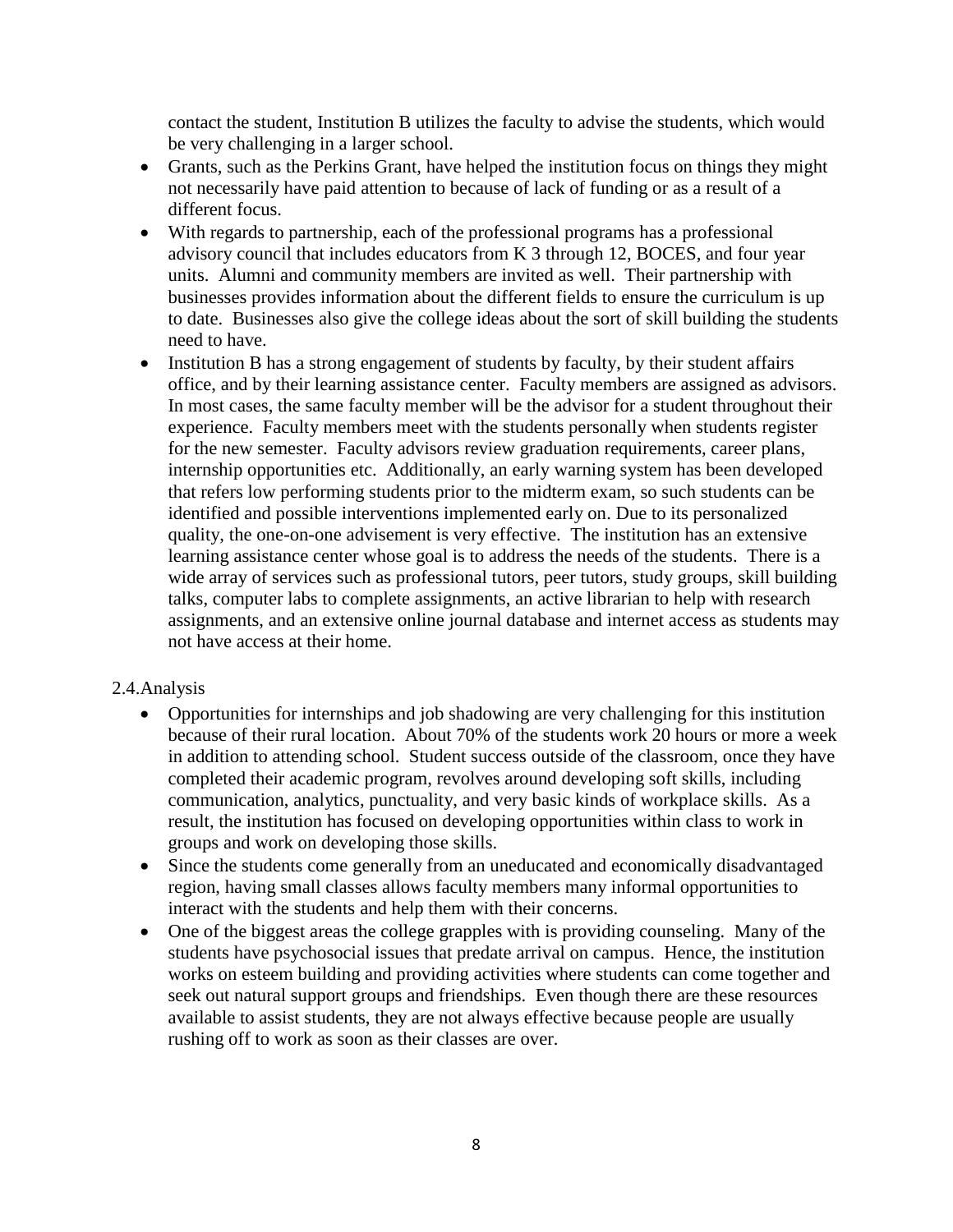contact the student, Institution B utilizes the faculty to advise the students, which would be very challenging in a larger school.

- Grants, such as the Perkins Grant, have helped the institution focus on things they might not necessarily have paid attention to because of lack of funding or as a result of a different focus.
- With regards to partnership, each of the professional programs has a professional advisory council that includes educators from K 3 through 12, BOCES, and four year units. Alumni and community members are invited as well. Their partnership with businesses provides information about the different fields to ensure the curriculum is up to date. Businesses also give the college ideas about the sort of skill building the students need to have.
- Institution B has a strong engagement of students by faculty, by their student affairs office, and by their learning assistance center. Faculty members are assigned as advisors. In most cases, the same faculty member will be the advisor for a student throughout their experience. Faculty members meet with the students personally when students register for the new semester. Faculty advisors review graduation requirements, career plans, internship opportunities etc. Additionally, an early warning system has been developed that refers low performing students prior to the midterm exam, so such students can be identified and possible interventions implemented early on. Due to its personalized quality, the one-on-one advisement is very effective. The institution has an extensive learning assistance center whose goal is to address the needs of the students. There is a wide array of services such as professional tutors, peer tutors, study groups, skill building talks, computer labs to complete assignments, an active librarian to help with research assignments, and an extensive online journal database and internet access as students may not have access at their home.

## 2.4. Analysis

- Opportunities for internships and job shadowing are very challenging for this institution because of their rural location. About 70% of the students work 20 hours or more a week in addition to attending school. Student success outside of the classroom, once they have completed their academic program, revolves around developing soft skills, including communication, analytics, punctuality, and very basic kinds of workplace skills. As a result, the institution has focused on developing opportunities within class to work in groups and work on developing those skills.
- Since the students come generally from an uneducated and economically disadvantaged region, having small classes allows faculty members many informal opportunities to interact with the students and help them with their concerns.
- One of the biggest areas the college grapples with is providing counseling. Many of the students have psychosocial issues that predate arrival on campus. Hence, the institution works on esteem building and providing activities where students can come together and seek out natural support groups and friendships. Even though there are these resources available to assist students, they are not always effective because people are usually rushing off to work as soon as their classes are over.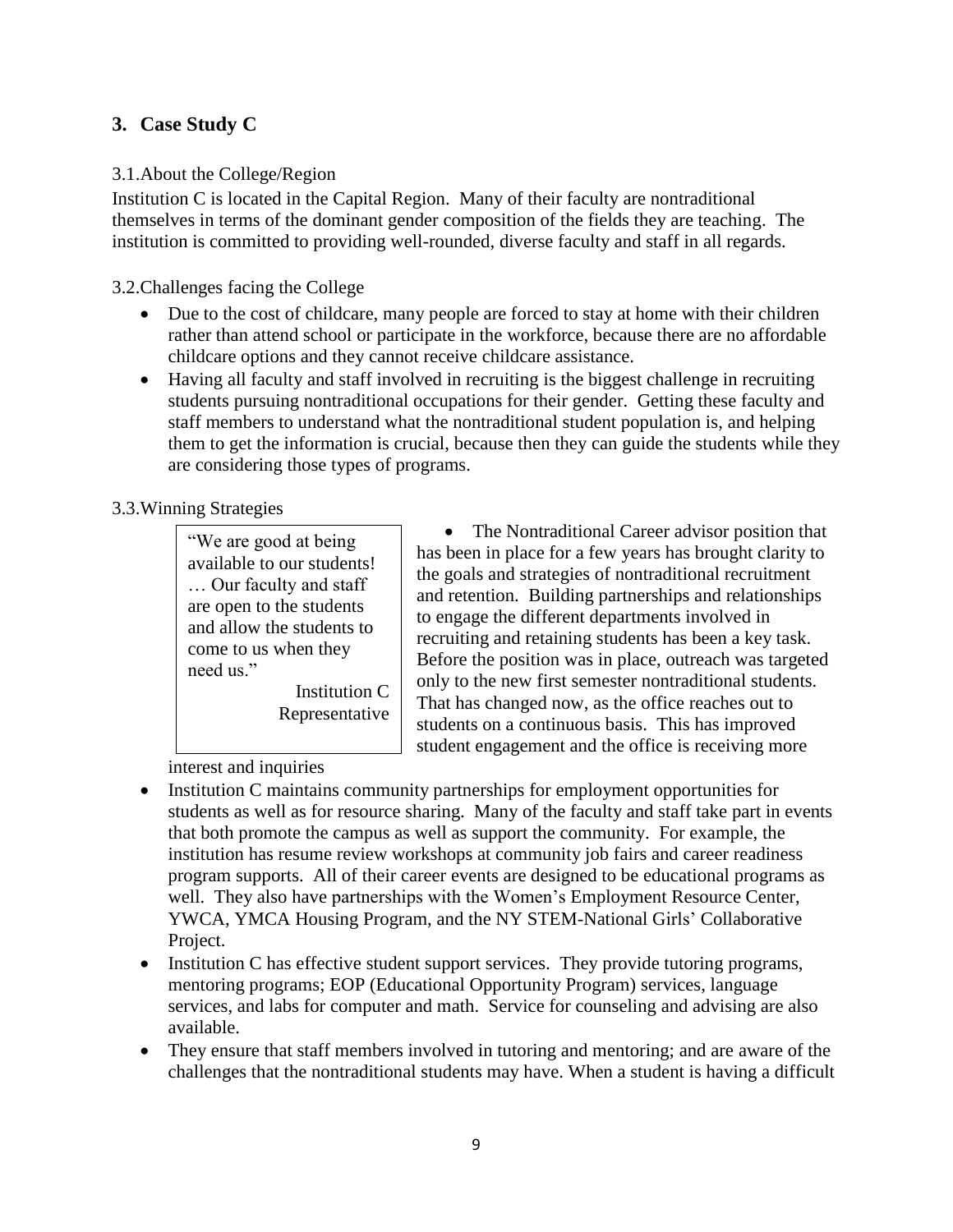## 3. Case Study C

### 3.1. About the College/Region

Institution C is located in the Capital Region. Many of their faculty are nontraditional themselves in terms of the dominant gender composition of the fields they are teaching. The institution is committed to providing well-rounded, diverse faculty and staff in all regards.

### 3.2. Challenges facing the College

- Due to the cost of childcare, many people are forced to stay at home with their children rather than attend school or participate in the workforce, because there are no affordable childcare options and they cannot receive childcare assistance.
- Having all faculty and staff involved in recruiting is the biggest challenge in recruiting students pursuing nontraditional occupations for their gender. Getting these faculty and staff members to understand what the nontraditional student population is, and helping them to get the information is crucial, because then they can guide the students while they are considering those types of programs.

### 3.3. Winning Strategies

> "We are good at being available to our students! … Our faculty and staff are open to the students and allow the students to come to us when they need us."
>
> Institution C Representative

- The Nontraditional Career advisor position that has been in place for a few years has brought clarity to the goals and strategies of nontraditional recruitment and retention. Building partnerships and relationships to engage the different departments involved in recruiting and retaining students has been a key task. Before the position was in place, outreach was targeted only to the new first semester nontraditional students. That has changed now, as the office reaches out to students on a continuous basis. This has improved student engagement and the office is receiving more interest and inquiries
- Institution C maintains community partnerships for employment opportunities for students as well as for resource sharing. Many of the faculty and staff take part in events that both promote the campus as well as support the community. For example, the institution has resume review workshops at community job fairs and career readiness program supports. All of their career events are designed to be educational programs as well. They also have partnerships with the Women's Employment Resource Center, YWCA, YMCA Housing Program, and the NY STEM-National Girls' Collaborative Project.
- Institution C has effective student support services. They provide tutoring programs, mentoring programs; EOP (Educational Opportunity Program) services, language services, and labs for computer and math. Service for counseling and advising are also available.
- They ensure that staff members involved in tutoring and mentoring; and are aware of the challenges that the nontraditional students may have. When a student is having a difficult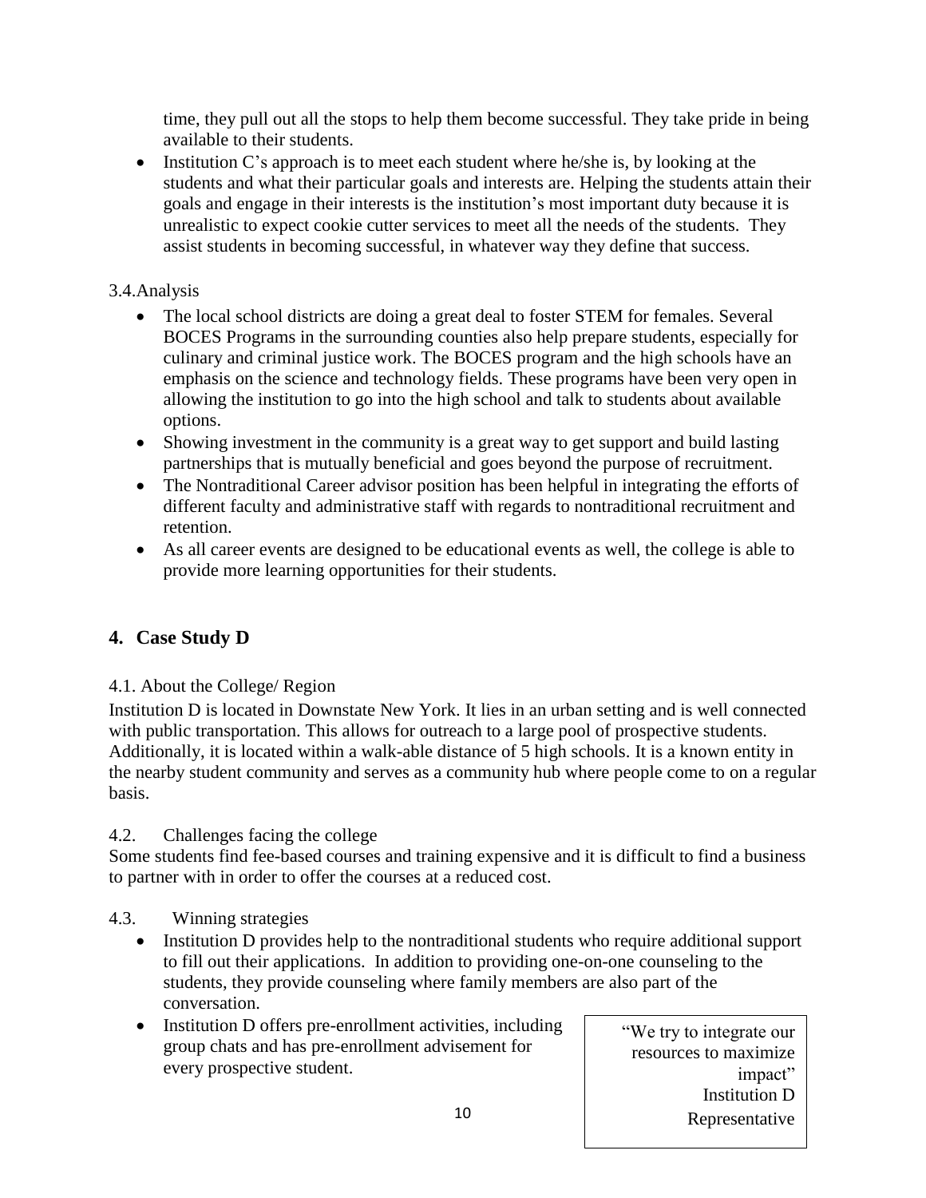time, they pull out all the stops to help them become successful. They take pride in being available to their students.

- Institution C's approach is to meet each student where he/she is, by looking at the students and what their particular goals and interests are. Helping the students attain their goals and engage in their interests is the institution's most important duty because it is unrealistic to expect cookie cutter services to meet all the needs of the students. They assist students in becoming successful, in whatever way they define that success.

3.4.Analysis

- The local school districts are doing a great deal to foster STEM for females. Several BOCES Programs in the surrounding counties also help prepare students, especially for culinary and criminal justice work. The BOCES program and the high schools have an emphasis on the science and technology fields. These programs have been very open in allowing the institution to go into the high school and talk to students about available options.
- Showing investment in the community is a great way to get support and build lasting partnerships that is mutually beneficial and goes beyond the purpose of recruitment.
- The Nontraditional Career advisor position has been helpful in integrating the efforts of different faculty and administrative staff with regards to nontraditional recruitment and retention.
- As all career events are designed to be educational events as well, the college is able to provide more learning opportunities for their students.

## 4. Case Study D

4.1. About the College/ Region

Institution D is located in Downstate New York. It lies in an urban setting and is well connected with public transportation. This allows for outreach to a large pool of prospective students. Additionally, it is located within a walk-able distance of 5 high schools. It is a known entity in the nearby student community and serves as a community hub where people come to on a regular basis.

4.2. Challenges facing the college

Some students find fee-based courses and training expensive and it is difficult to find a business to partner with in order to offer the courses at a reduced cost.

4.3. Winning strategies

- Institution D provides help to the nontraditional students who require additional support to fill out their applications. In addition to providing one-on-one counseling to the students, they provide counseling where family members are also part of the conversation.
- Institution D offers pre-enrollment activities, including group chats and has pre-enrollment advisement for every prospective student.

> "We try to integrate our resources to maximize impact"
> Institution D Representative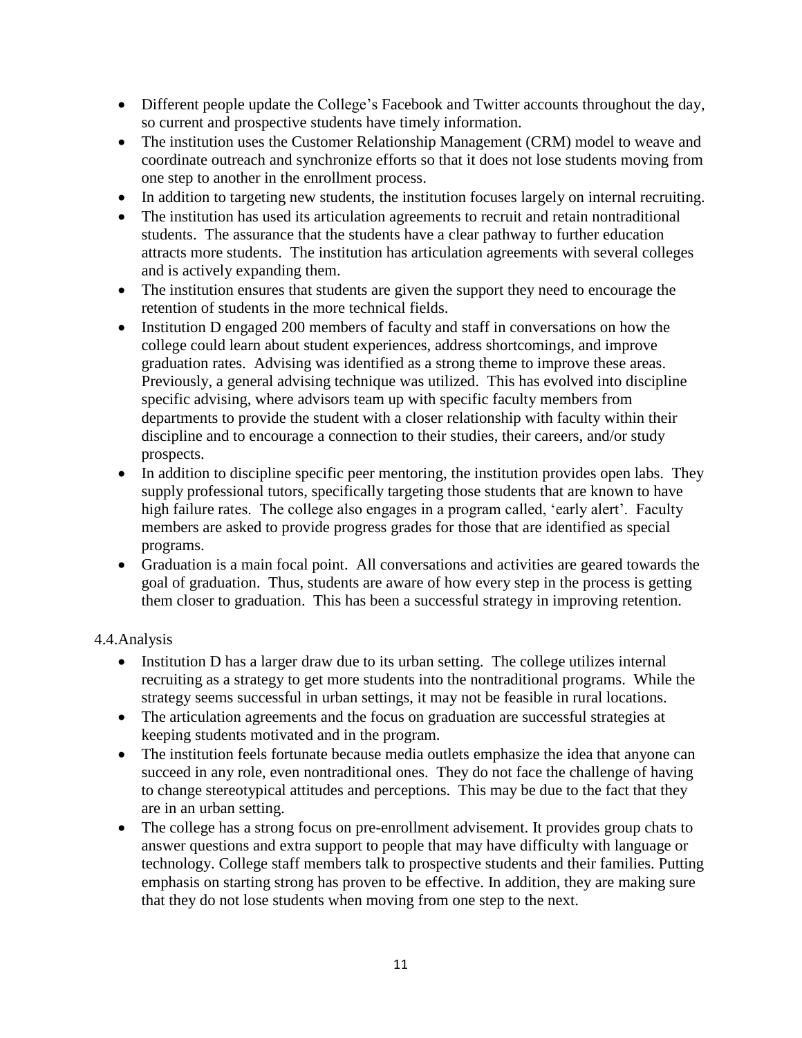- Different people update the College's Facebook and Twitter accounts throughout the day, so current and prospective students have timely information.
- The institution uses the Customer Relationship Management (CRM) model to weave and coordinate outreach and synchronize efforts so that it does not lose students moving from one step to another in the enrollment process.
- In addition to targeting new students, the institution focuses largely on internal recruiting.
- The institution has used its articulation agreements to recruit and retain nontraditional students. The assurance that the students have a clear pathway to further education attracts more students. The institution has articulation agreements with several colleges and is actively expanding them.
- The institution ensures that students are given the support they need to encourage the retention of students in the more technical fields.
- Institution D engaged 200 members of faculty and staff in conversations on how the college could learn about student experiences, address shortcomings, and improve graduation rates. Advising was identified as a strong theme to improve these areas. Previously, a general advising technique was utilized. This has evolved into discipline specific advising, where advisors team up with specific faculty members from departments to provide the student with a closer relationship with faculty within their discipline and to encourage a connection to their studies, their careers, and/or study prospects.
- In addition to discipline specific peer mentoring, the institution provides open labs. They supply professional tutors, specifically targeting those students that are known to have high failure rates. The college also engages in a program called, 'early alert'. Faculty members are asked to provide progress grades for those that are identified as special programs.
- Graduation is a main focal point. All conversations and activities are geared towards the goal of graduation. Thus, students are aware of how every step in the process is getting them closer to graduation. This has been a successful strategy in improving retention.

## 4.4. Analysis

- Institution D has a larger draw due to its urban setting. The college utilizes internal recruiting as a strategy to get more students into the nontraditional programs. While the strategy seems successful in urban settings, it may not be feasible in rural locations.
- The articulation agreements and the focus on graduation are successful strategies at keeping students motivated and in the program.
- The institution feels fortunate because media outlets emphasize the idea that anyone can succeed in any role, even nontraditional ones. They do not face the challenge of having to change stereotypical attitudes and perceptions. This may be due to the fact that they are in an urban setting.
- The college has a strong focus on pre-enrollment advisement. It provides group chats to answer questions and extra support to people that may have difficulty with language or technology. College staff members talk to prospective students and their families. Putting emphasis on starting strong has proven to be effective. In addition, they are making sure that they do not lose students when moving from one step to the next.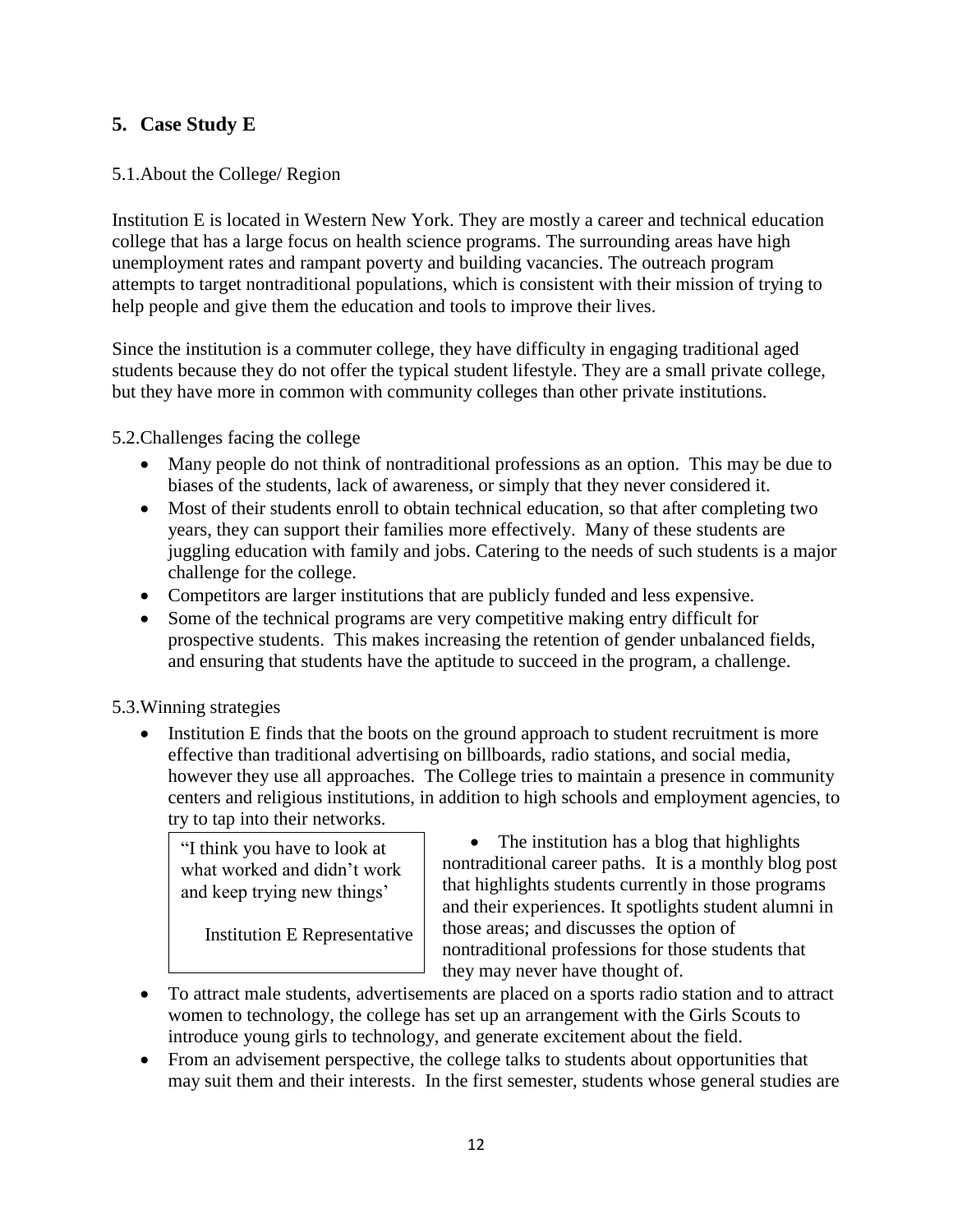## 5. Case Study E

### 5.1. About the College/ Region

Institution E is located in Western New York. They are mostly a career and technical education college that has a large focus on health science programs. The surrounding areas have high unemployment rates and rampant poverty and building vacancies. The outreach program attempts to target nontraditional populations, which is consistent with their mission of trying to help people and give them the education and tools to improve their lives.

Since the institution is a commuter college, they have difficulty in engaging traditional aged students because they do not offer the typical student lifestyle. They are a small private college, but they have more in common with community colleges than other private institutions.

### 5.2. Challenges facing the college

- Many people do not think of nontraditional professions as an option. This may be due to biases of the students, lack of awareness, or simply that they never considered it.
- Most of their students enroll to obtain technical education, so that after completing two years, they can support their families more effectively. Many of these students are juggling education with family and jobs. Catering to the needs of such students is a major challenge for the college.
- Competitors are larger institutions that are publicly funded and less expensive.
- Some of the technical programs are very competitive making entry difficult for prospective students. This makes increasing the retention of gender unbalanced fields, and ensuring that students have the aptitude to succeed in the program, a challenge.

### 5.3. Winning strategies

- Institution E finds that the boots on the ground approach to student recruitment is more effective than traditional advertising on billboards, radio stations, and social media, however they use all approaches. The College tries to maintain a presence in community centers and religious institutions, in addition to high schools and employment agencies, to try to tap into their networks.
- The institution has a blog that highlights nontraditional career paths. It is a monthly blog post that highlights students currently in those programs and their experiences. It spotlights student alumni in those areas; and discusses the option of nontraditional professions for those students that they may never have thought of.

> "I think you have to look at what worked and didn't work and keep trying new things'
>
> Institution E Representative

- To attract male students, advertisements are placed on a sports radio station and to attract women to technology, the college has set up an arrangement with the Girls Scouts to introduce young girls to technology, and generate excitement about the field.
- From an advisement perspective, the college talks to students about opportunities that may suit them and their interests. In the first semester, students whose general studies are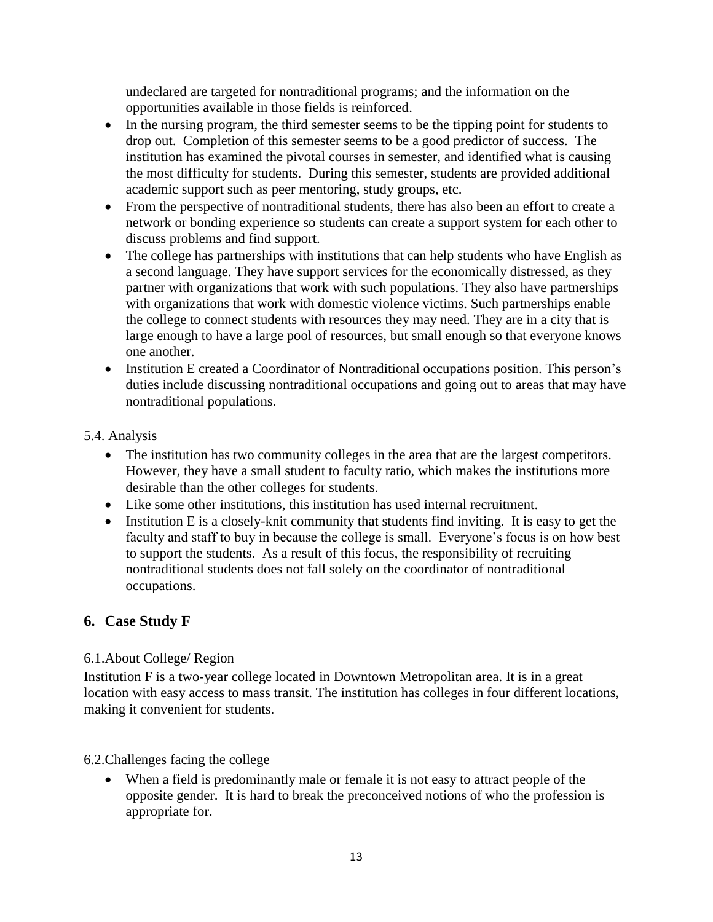undeclared are targeted for nontraditional programs; and the information on the opportunities available in those fields is reinforced.

- In the nursing program, the third semester seems to be the tipping point for students to drop out. Completion of this semester seems to be a good predictor of success. The institution has examined the pivotal courses in semester, and identified what is causing the most difficulty for students. During this semester, students are provided additional academic support such as peer mentoring, study groups, etc.
- From the perspective of nontraditional students, there has also been an effort to create a network or bonding experience so students can create a support system for each other to discuss problems and find support.
- The college has partnerships with institutions that can help students who have English as a second language. They have support services for the economically distressed, as they partner with organizations that work with such populations. They also have partnerships with organizations that work with domestic violence victims. Such partnerships enable the college to connect students with resources they may need. They are in a city that is large enough to have a large pool of resources, but small enough so that everyone knows one another.
- Institution E created a Coordinator of Nontraditional occupations position. This person's duties include discussing nontraditional occupations and going out to areas that may have nontraditional populations.

5.4. Analysis

- The institution has two community colleges in the area that are the largest competitors. However, they have a small student to faculty ratio, which makes the institutions more desirable than the other colleges for students.
- Like some other institutions, this institution has used internal recruitment.
- Institution E is a closely-knit community that students find inviting. It is easy to get the faculty and staff to buy in because the college is small. Everyone's focus is on how best to support the students. As a result of this focus, the responsibility of recruiting nontraditional students does not fall solely on the coordinator of nontraditional occupations.

## 6. Case Study F

6.1.About College/ Region

Institution F is a two-year college located in Downtown Metropolitan area. It is in a great location with easy access to mass transit. The institution has colleges in four different locations, making it convenient for students.

6.2.Challenges facing the college

- When a field is predominantly male or female it is not easy to attract people of the opposite gender. It is hard to break the preconceived notions of who the profession is appropriate for.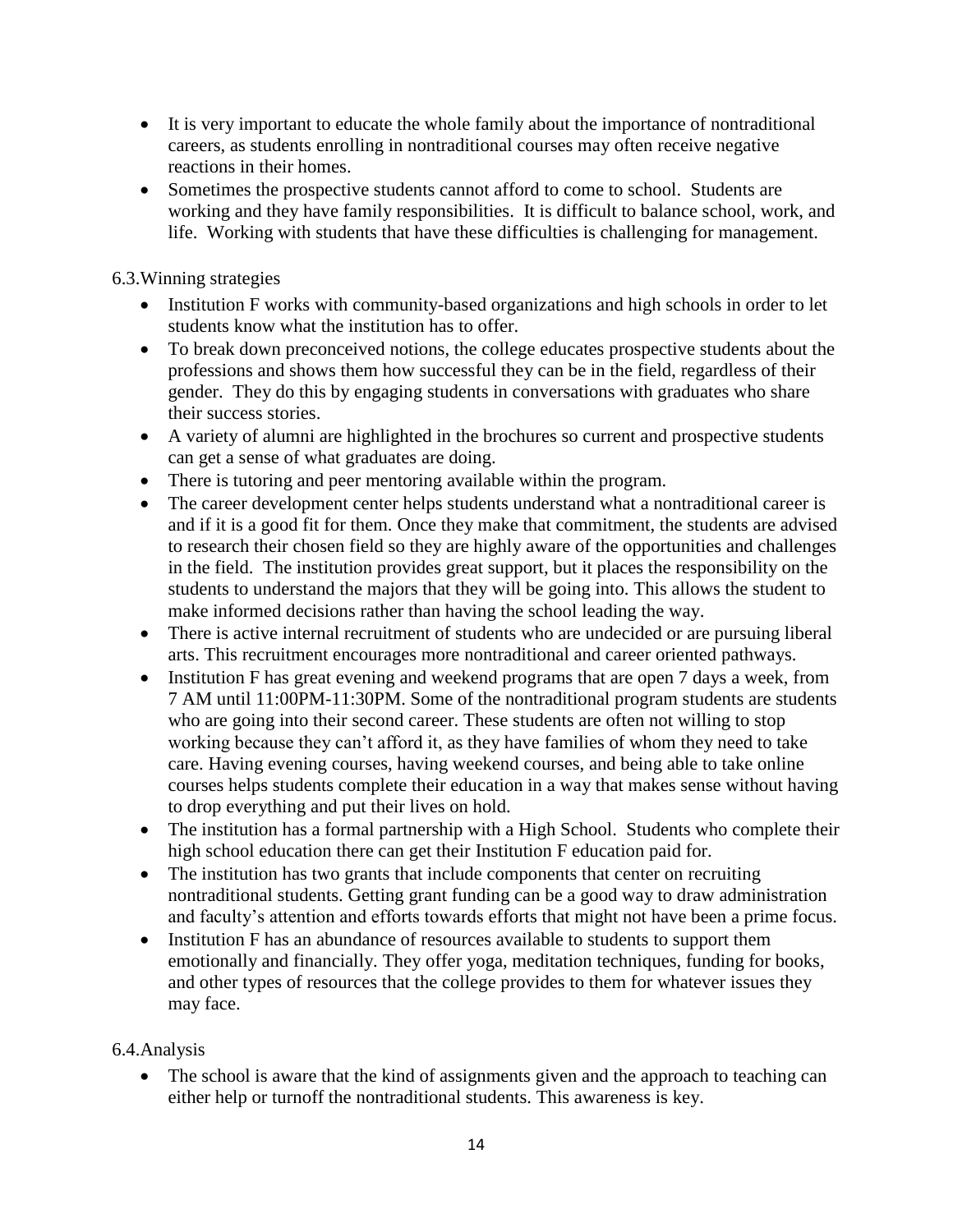- It is very important to educate the whole family about the importance of nontraditional careers, as students enrolling in nontraditional courses may often receive negative reactions in their homes.
- Sometimes the prospective students cannot afford to come to school. Students are working and they have family responsibilities. It is difficult to balance school, work, and life. Working with students that have these difficulties is challenging for management.

### 6.3. Winning strategies

- Institution F works with community-based organizations and high schools in order to let students know what the institution has to offer.
- To break down preconceived notions, the college educates prospective students about the professions and shows them how successful they can be in the field, regardless of their gender. They do this by engaging students in conversations with graduates who share their success stories.
- A variety of alumni are highlighted in the brochures so current and prospective students can get a sense of what graduates are doing.
- There is tutoring and peer mentoring available within the program.
- The career development center helps students understand what a nontraditional career is and if it is a good fit for them. Once they make that commitment, the students are advised to research their chosen field so they are highly aware of the opportunities and challenges in the field. The institution provides great support, but it places the responsibility on the students to understand the majors that they will be going into. This allows the student to make informed decisions rather than having the school leading the way.
- There is active internal recruitment of students who are undecided or are pursuing liberal arts. This recruitment encourages more nontraditional and career oriented pathways.
- Institution F has great evening and weekend programs that are open 7 days a week, from 7 AM until 11:00PM-11:30PM. Some of the nontraditional program students are students who are going into their second career. These students are often not willing to stop working because they can't afford it, as they have families of whom they need to take care. Having evening courses, having weekend courses, and being able to take online courses helps students complete their education in a way that makes sense without having to drop everything and put their lives on hold.
- The institution has a formal partnership with a High School. Students who complete their high school education there can get their Institution F education paid for.
- The institution has two grants that include components that center on recruiting nontraditional students. Getting grant funding can be a good way to draw administration and faculty's attention and efforts towards efforts that might not have been a prime focus.
- Institution F has an abundance of resources available to students to support them emotionally and financially. They offer yoga, meditation techniques, funding for books, and other types of resources that the college provides to them for whatever issues they may face.

### 6.4. Analysis

- The school is aware that the kind of assignments given and the approach to teaching can either help or turnoff the nontraditional students. This awareness is key.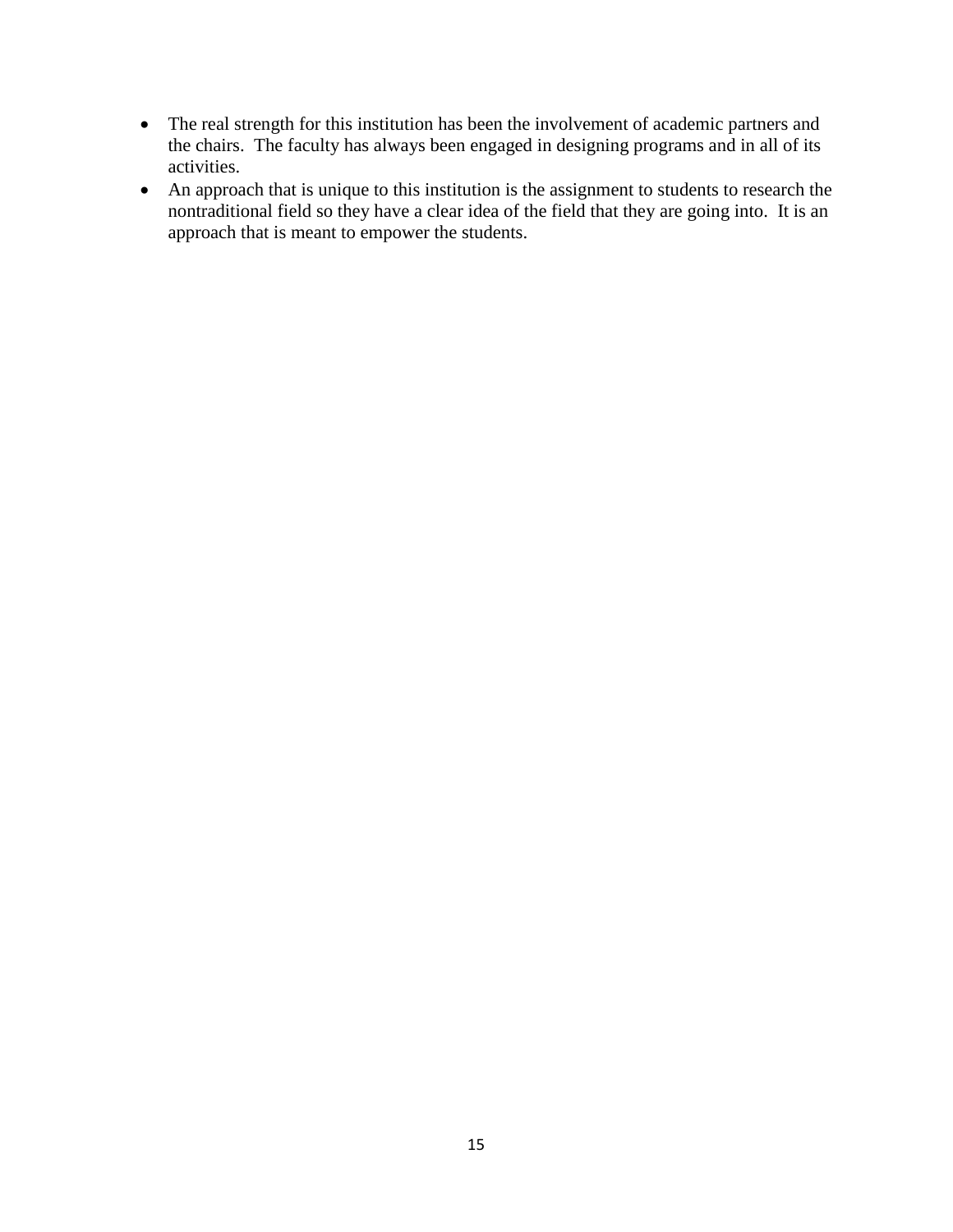- The real strength for this institution has been the involvement of academic partners and the chairs. The faculty has always been engaged in designing programs and in all of its activities.
- An approach that is unique to this institution is the assignment to students to research the nontraditional field so they have a clear idea of the field that they are going into. It is an approach that is meant to empower the students.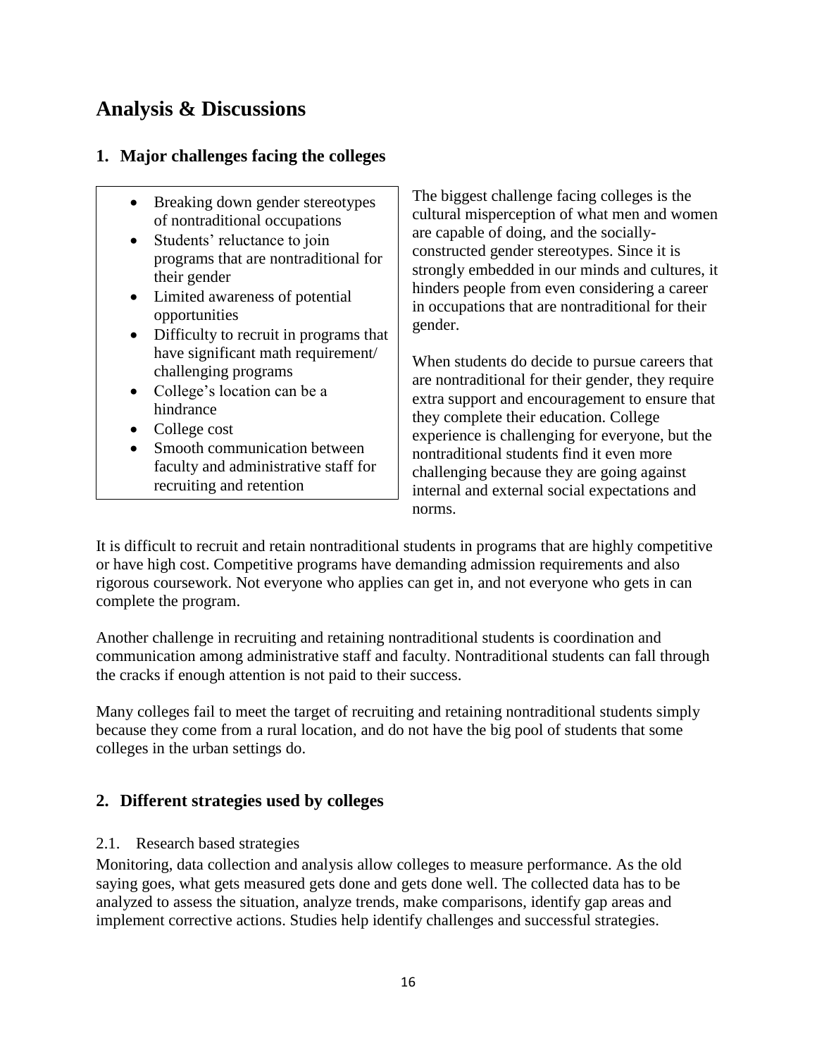# Analysis & Discussions

## 1. Major challenges facing the colleges

- Breaking down gender stereotypes of nontraditional occupations
- Students' reluctance to join programs that are nontraditional for their gender
- Limited awareness of potential opportunities
- Difficulty to recruit in programs that have significant math requirement/ challenging programs
- College's location can be a hindrance
- College cost
- Smooth communication between faculty and administrative staff for recruiting and retention

The biggest challenge facing colleges is the cultural misperception of what men and women are capable of doing, and the socially-constructed gender stereotypes. Since it is strongly embedded in our minds and cultures, it hinders people from even considering a career in occupations that are nontraditional for their gender.

When students do decide to pursue careers that are nontraditional for their gender, they require extra support and encouragement to ensure that they complete their education. College experience is challenging for everyone, but the nontraditional students find it even more challenging because they are going against internal and external social expectations and norms.

It is difficult to recruit and retain nontraditional students in programs that are highly competitive or have high cost. Competitive programs have demanding admission requirements and also rigorous coursework. Not everyone who applies can get in, and not everyone who gets in can complete the program.

Another challenge in recruiting and retaining nontraditional students is coordination and communication among administrative staff and faculty. Nontraditional students can fall through the cracks if enough attention is not paid to their success.

Many colleges fail to meet the target of recruiting and retaining nontraditional students simply because they come from a rural location, and do not have the big pool of students that some colleges in the urban settings do.

## 2. Different strategies used by colleges

### 2.1. Research based strategies

Monitoring, data collection and analysis allow colleges to measure performance. As the old saying goes, what gets measured gets done and gets done well. The collected data has to be analyzed to assess the situation, analyze trends, make comparisons, identify gap areas and implement corrective actions. Studies help identify challenges and successful strategies.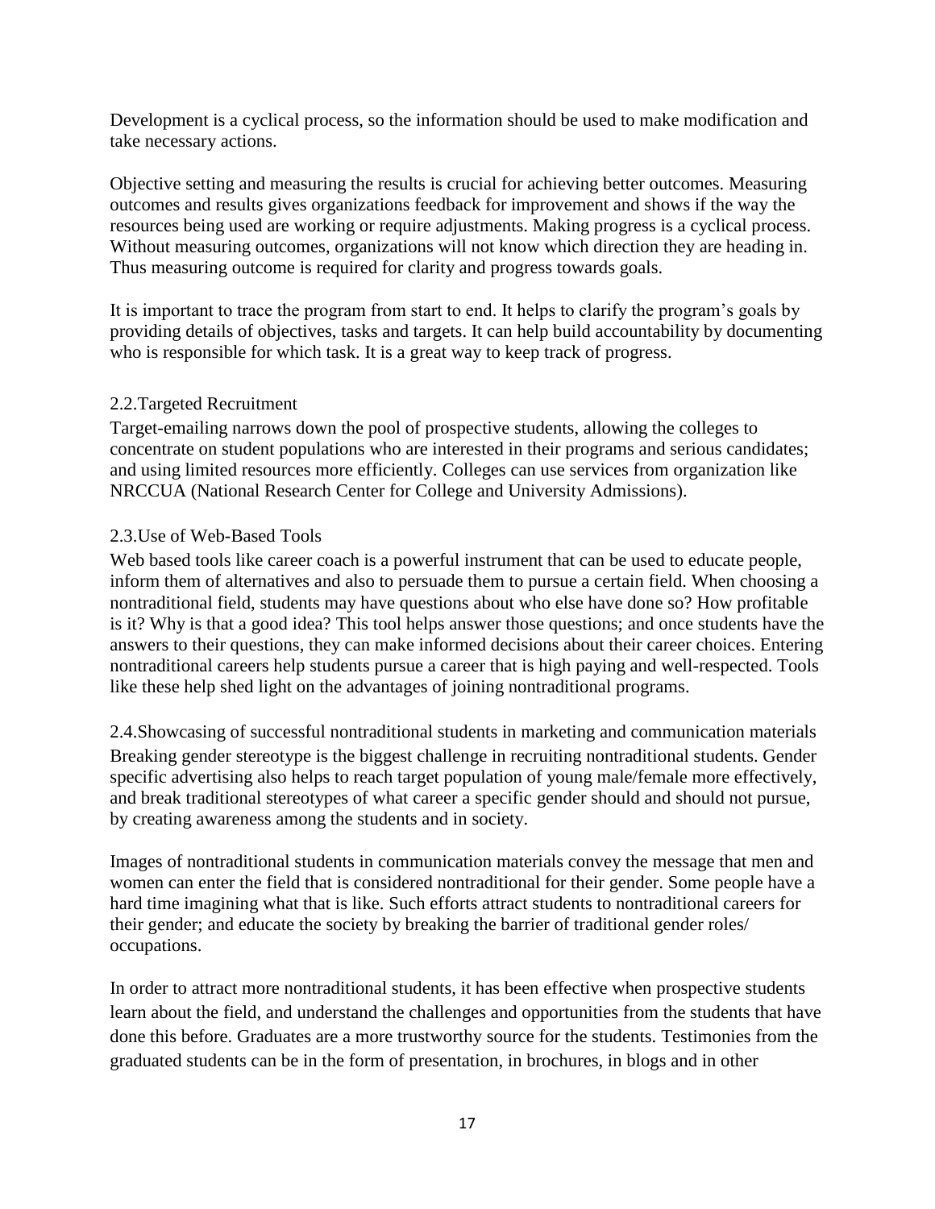Development is a cyclical process, so the information should be used to make modification and take necessary actions.

Objective setting and measuring the results is crucial for achieving better outcomes. Measuring outcomes and results gives organizations feedback for improvement and shows if the way the resources being used are working or require adjustments. Making progress is a cyclical process. Without measuring outcomes, organizations will not know which direction they are heading in. Thus measuring outcome is required for clarity and progress towards goals.

It is important to trace the program from start to end. It helps to clarify the program's goals by providing details of objectives, tasks and targets. It can help build accountability by documenting who is responsible for which task. It is a great way to keep track of progress.

### 2.2.Targeted Recruitment

Target-emailing narrows down the pool of prospective students, allowing the colleges to concentrate on student populations who are interested in their programs and serious candidates; and using limited resources more efficiently. Colleges can use services from organization like NRCCUA (National Research Center for College and University Admissions).

### 2.3.Use of Web-Based Tools

Web based tools like career coach is a powerful instrument that can be used to educate people, inform them of alternatives and also to persuade them to pursue a certain field. When choosing a nontraditional field, students may have questions about who else have done so? How profitable is it? Why is that a good idea? This tool helps answer those questions; and once students have the answers to their questions, they can make informed decisions about their career choices. Entering nontraditional careers help students pursue a career that is high paying and well-respected. Tools like these help shed light on the advantages of joining nontraditional programs.

### 2.4.Showcasing of successful nontraditional students in marketing and communication materials

Breaking gender stereotype is the biggest challenge in recruiting nontraditional students. Gender specific advertising also helps to reach target population of young male/female more effectively, and break traditional stereotypes of what career a specific gender should and should not pursue, by creating awareness among the students and in society.

Images of nontraditional students in communication materials convey the message that men and women can enter the field that is considered nontraditional for their gender. Some people have a hard time imagining what that is like. Such efforts attract students to nontraditional careers for their gender; and educate the society by breaking the barrier of traditional gender roles/ occupations.

In order to attract more nontraditional students, it has been effective when prospective students learn about the field, and understand the challenges and opportunities from the students that have done this before. Graduates are a more trustworthy source for the students. Testimonies from the graduated students can be in the form of presentation, in brochures, in blogs and in other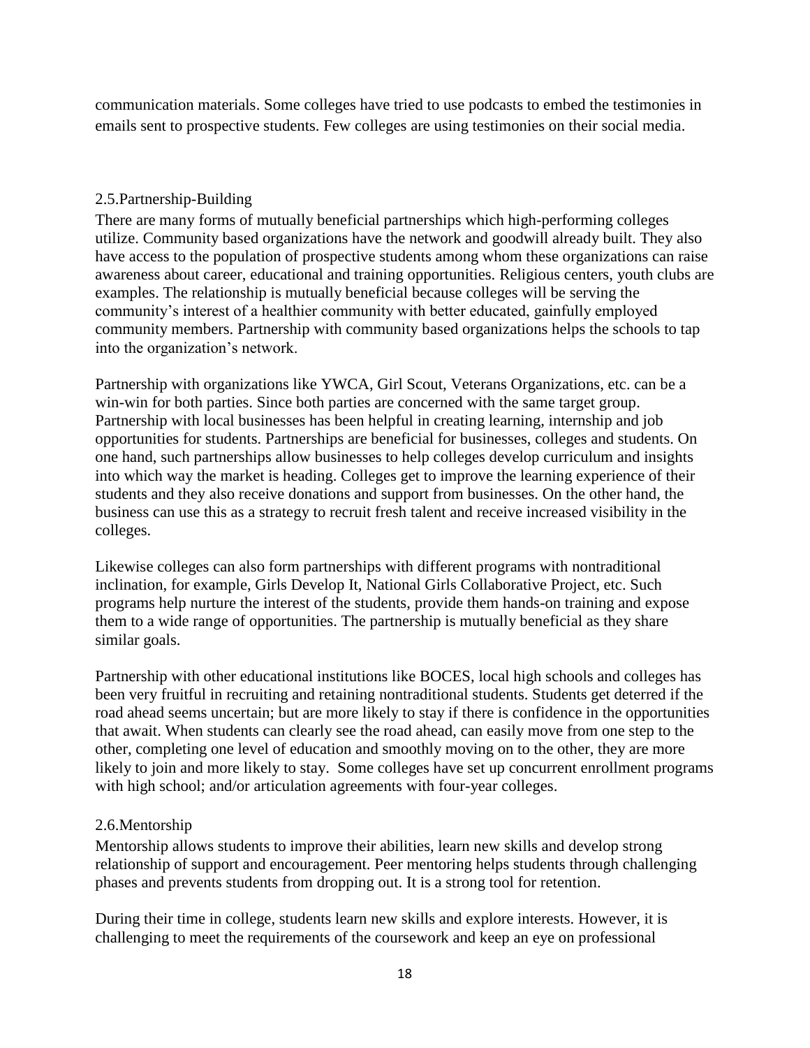communication materials. Some colleges have tried to use podcasts to embed the testimonies in emails sent to prospective students. Few colleges are using testimonies on their social media.

### 2.5.Partnership-Building

There are many forms of mutually beneficial partnerships which high-performing colleges utilize. Community based organizations have the network and goodwill already built. They also have access to the population of prospective students among whom these organizations can raise awareness about career, educational and training opportunities. Religious centers, youth clubs are examples. The relationship is mutually beneficial because colleges will be serving the community's interest of a healthier community with better educated, gainfully employed community members. Partnership with community based organizations helps the schools to tap into the organization's network.

Partnership with organizations like YWCA, Girl Scout, Veterans Organizations, etc. can be a win-win for both parties. Since both parties are concerned with the same target group. Partnership with local businesses has been helpful in creating learning, internship and job opportunities for students. Partnerships are beneficial for businesses, colleges and students. On one hand, such partnerships allow businesses to help colleges develop curriculum and insights into which way the market is heading. Colleges get to improve the learning experience of their students and they also receive donations and support from businesses. On the other hand, the business can use this as a strategy to recruit fresh talent and receive increased visibility in the colleges.

Likewise colleges can also form partnerships with different programs with nontraditional inclination, for example, Girls Develop It, National Girls Collaborative Project, etc. Such programs help nurture the interest of the students, provide them hands-on training and expose them to a wide range of opportunities. The partnership is mutually beneficial as they share similar goals.

Partnership with other educational institutions like BOCES, local high schools and colleges has been very fruitful in recruiting and retaining nontraditional students. Students get deterred if the road ahead seems uncertain; but are more likely to stay if there is confidence in the opportunities that await. When students can clearly see the road ahead, can easily move from one step to the other, completing one level of education and smoothly moving on to the other, they are more likely to join and more likely to stay. Some colleges have set up concurrent enrollment programs with high school; and/or articulation agreements with four-year colleges.

### 2.6.Mentorship

Mentorship allows students to improve their abilities, learn new skills and develop strong relationship of support and encouragement. Peer mentoring helps students through challenging phases and prevents students from dropping out. It is a strong tool for retention.

During their time in college, students learn new skills and explore interests. However, it is challenging to meet the requirements of the coursework and keep an eye on professional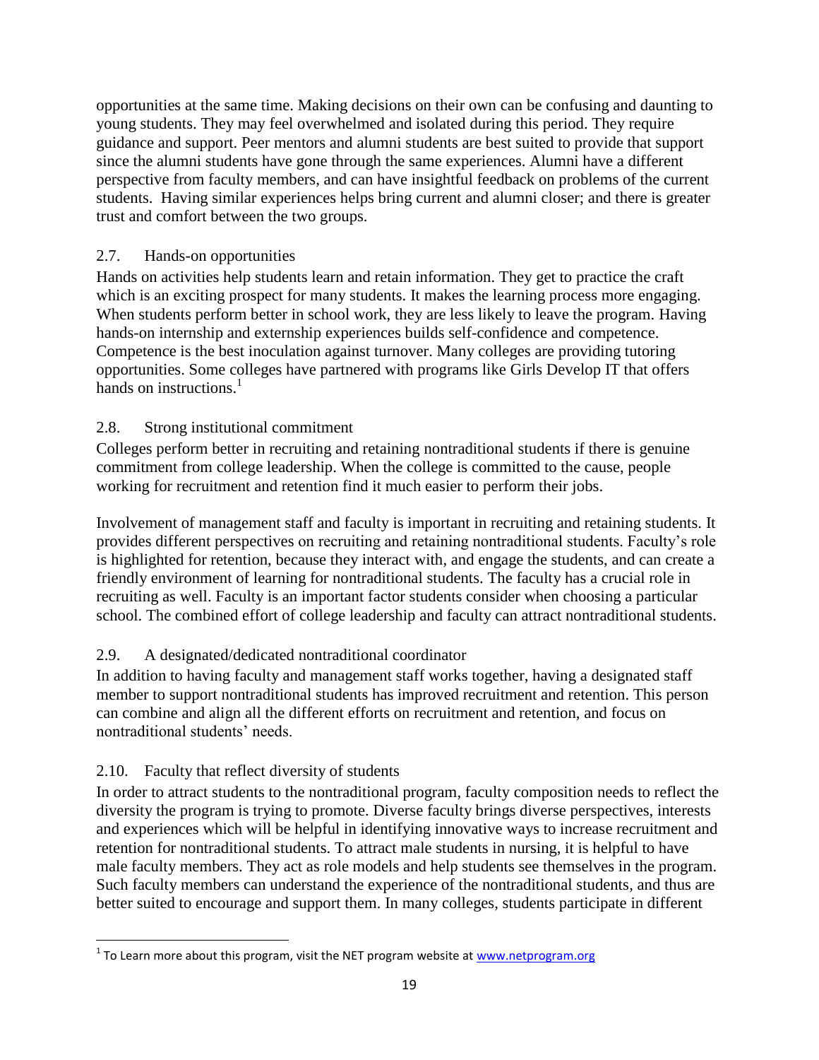opportunities at the same time. Making decisions on their own can be confusing and daunting to young students. They may feel overwhelmed and isolated during this period. They require guidance and support. Peer mentors and alumni students are best suited to provide that support since the alumni students have gone through the same experiences. Alumni have a different perspective from faculty members, and can have insightful feedback on problems of the current students. Having similar experiences helps bring current and alumni closer; and there is greater trust and comfort between the two groups.

### 2.7. Hands-on opportunities

Hands on activities help students learn and retain information. They get to practice the craft which is an exciting prospect for many students. It makes the learning process more engaging. When students perform better in school work, they are less likely to leave the program. Having hands-on internship and externship experiences builds self-confidence and competence. Competence is the best inoculation against turnover. Many colleges are providing tutoring opportunities. Some colleges have partnered with programs like Girls Develop IT that offers hands on instructions.[1]

### 2.8. Strong institutional commitment

Colleges perform better in recruiting and retaining nontraditional students if there is genuine commitment from college leadership. When the college is committed to the cause, people working for recruitment and retention find it much easier to perform their jobs.

Involvement of management staff and faculty is important in recruiting and retaining students. It provides different perspectives on recruiting and retaining nontraditional students. Faculty's role is highlighted for retention, because they interact with, and engage the students, and can create a friendly environment of learning for nontraditional students. The faculty has a crucial role in recruiting as well. Faculty is an important factor students consider when choosing a particular school. The combined effort of college leadership and faculty can attract nontraditional students.

### 2.9. A designated/dedicated nontraditional coordinator

In addition to having faculty and management staff works together, having a designated staff member to support nontraditional students has improved recruitment and retention. This person can combine and align all the different efforts on recruitment and retention, and focus on nontraditional students' needs.

### 2.10. Faculty that reflect diversity of students

In order to attract students to the nontraditional program, faculty composition needs to reflect the diversity the program is trying to promote. Diverse faculty brings diverse perspectives, interests and experiences which will be helpful in identifying innovative ways to increase recruitment and retention for nontraditional students. To attract male students in nursing, it is helpful to have male faculty members. They act as role models and help students see themselves in the program. Such faculty members can understand the experience of the nontraditional students, and thus are better suited to encourage and support them. In many colleges, students participate in different

---

[1] To Learn more about this program, visit the NET program website at www.netprogram.org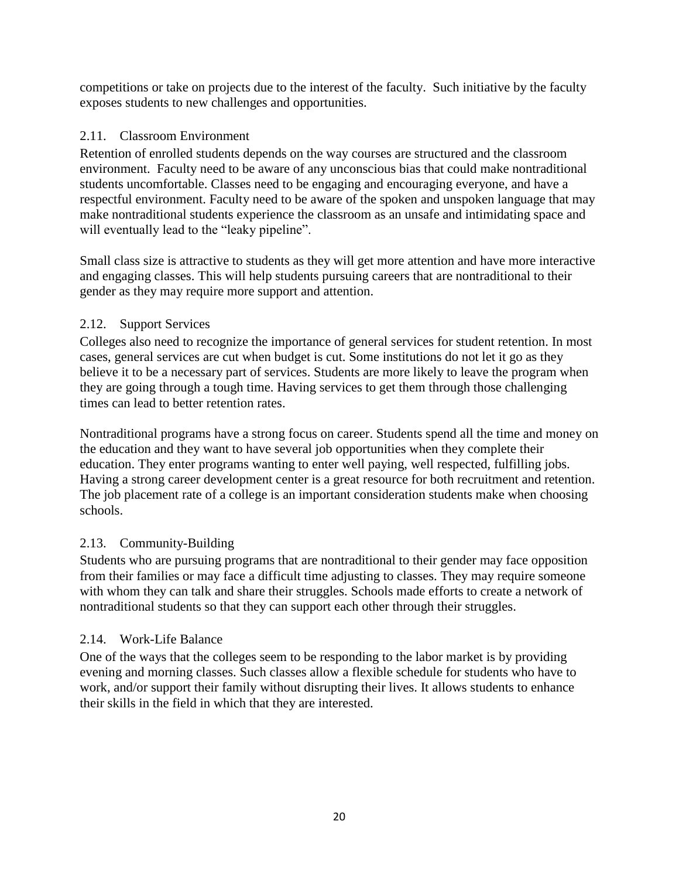competitions or take on projects due to the interest of the faculty. Such initiative by the faculty exposes students to new challenges and opportunities.

### 2.11. Classroom Environment

Retention of enrolled students depends on the way courses are structured and the classroom environment. Faculty need to be aware of any unconscious bias that could make nontraditional students uncomfortable. Classes need to be engaging and encouraging everyone, and have a respectful environment. Faculty need to be aware of the spoken and unspoken language that may make nontraditional students experience the classroom as an unsafe and intimidating space and will eventually lead to the "leaky pipeline".

Small class size is attractive to students as they will get more attention and have more interactive and engaging classes. This will help students pursuing careers that are nontraditional to their gender as they may require more support and attention.

### 2.12. Support Services

Colleges also need to recognize the importance of general services for student retention. In most cases, general services are cut when budget is cut. Some institutions do not let it go as they believe it to be a necessary part of services. Students are more likely to leave the program when they are going through a tough time. Having services to get them through those challenging times can lead to better retention rates.

Nontraditional programs have a strong focus on career. Students spend all the time and money on the education and they want to have several job opportunities when they complete their education. They enter programs wanting to enter well paying, well respected, fulfilling jobs. Having a strong career development center is a great resource for both recruitment and retention. The job placement rate of a college is an important consideration students make when choosing schools.

### 2.13. Community-Building

Students who are pursuing programs that are nontraditional to their gender may face opposition from their families or may face a difficult time adjusting to classes. They may require someone with whom they can talk and share their struggles. Schools made efforts to create a network of nontraditional students so that they can support each other through their struggles.

### 2.14. Work-Life Balance

One of the ways that the colleges seem to be responding to the labor market is by providing evening and morning classes. Such classes allow a flexible schedule for students who have to work, and/or support their family without disrupting their lives. It allows students to enhance their skills in the field in which that they are interested.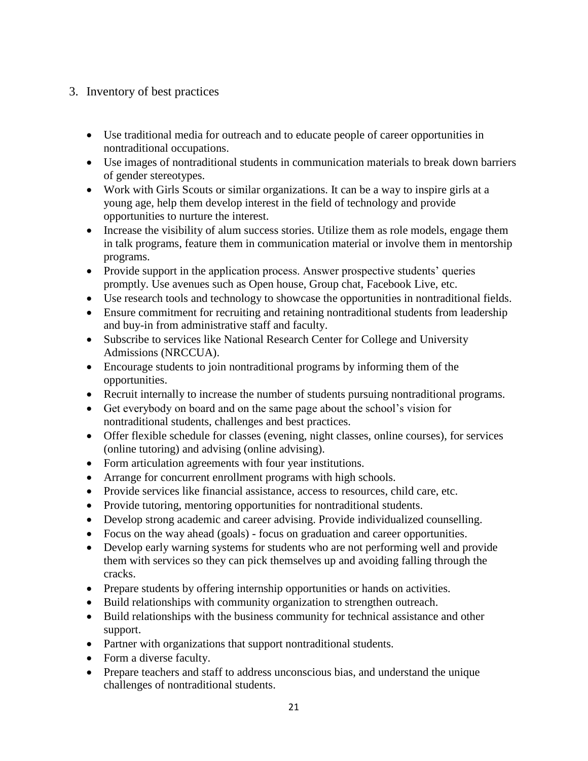3. Inventory of best practices

- Use traditional media for outreach and to educate people of career opportunities in nontraditional occupations.
- Use images of nontraditional students in communication materials to break down barriers of gender stereotypes.
- Work with Girls Scouts or similar organizations. It can be a way to inspire girls at a young age, help them develop interest in the field of technology and provide opportunities to nurture the interest.
- Increase the visibility of alum success stories. Utilize them as role models, engage them in talk programs, feature them in communication material or involve them in mentorship programs.
- Provide support in the application process. Answer prospective students' queries promptly. Use avenues such as Open house, Group chat, Facebook Live, etc.
- Use research tools and technology to showcase the opportunities in nontraditional fields.
- Ensure commitment for recruiting and retaining nontraditional students from leadership and buy-in from administrative staff and faculty.
- Subscribe to services like National Research Center for College and University Admissions (NRCCUA).
- Encourage students to join nontraditional programs by informing them of the opportunities.
- Recruit internally to increase the number of students pursuing nontraditional programs.
- Get everybody on board and on the same page about the school's vision for nontraditional students, challenges and best practices.
- Offer flexible schedule for classes (evening, night classes, online courses), for services (online tutoring) and advising (online advising).
- Form articulation agreements with four year institutions.
- Arrange for concurrent enrollment programs with high schools.
- Provide services like financial assistance, access to resources, child care, etc.
- Provide tutoring, mentoring opportunities for nontraditional students.
- Develop strong academic and career advising. Provide individualized counselling.
- Focus on the way ahead (goals) - focus on graduation and career opportunities.
- Develop early warning systems for students who are not performing well and provide them with services so they can pick themselves up and avoiding falling through the cracks.
- Prepare students by offering internship opportunities or hands on activities.
- Build relationships with community organization to strengthen outreach.
- Build relationships with the business community for technical assistance and other support.
- Partner with organizations that support nontraditional students.
- Form a diverse faculty.
- Prepare teachers and staff to address unconscious bias, and understand the unique challenges of nontraditional students.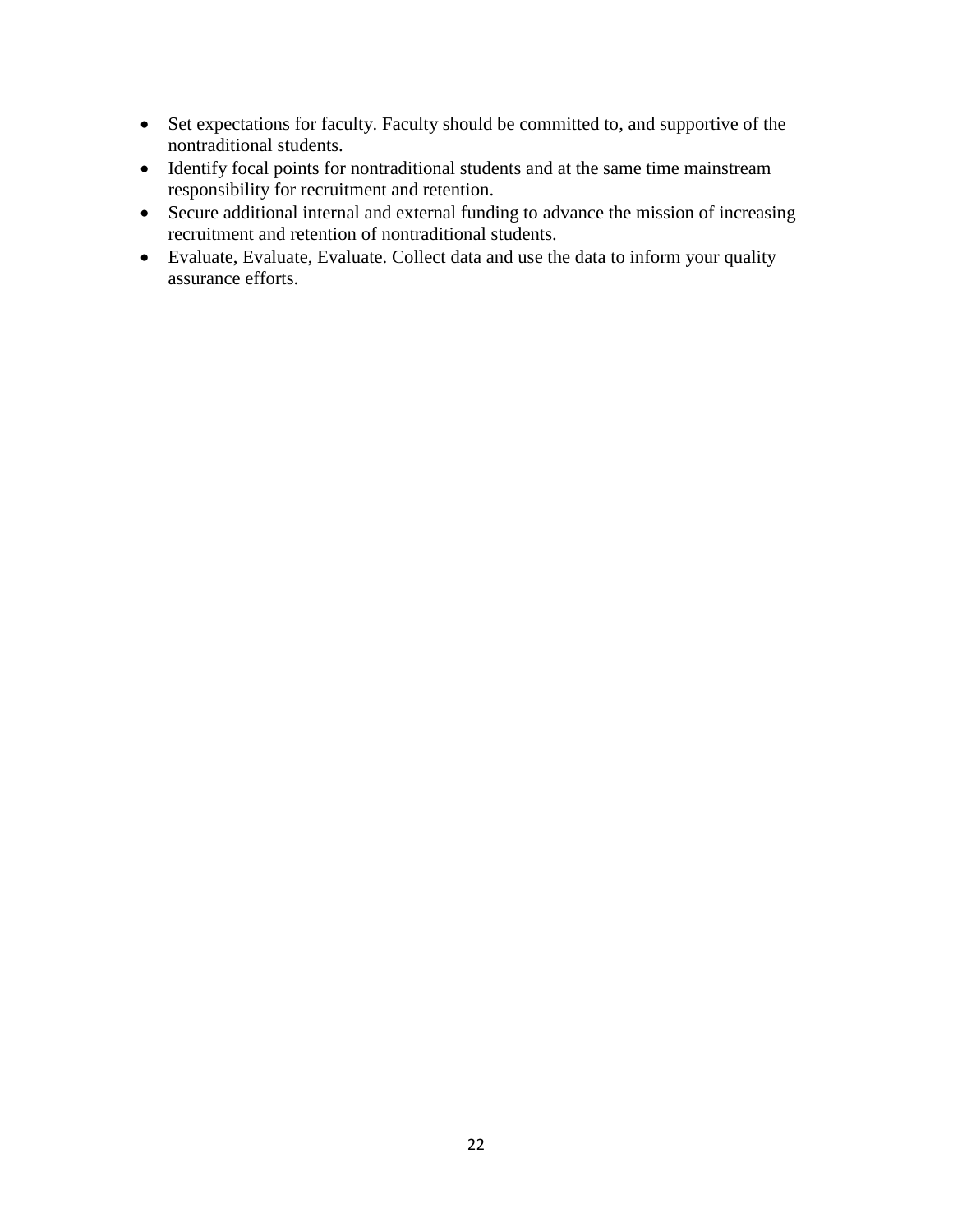- Set expectations for faculty. Faculty should be committed to, and supportive of the nontraditional students.
- Identify focal points for nontraditional students and at the same time mainstream responsibility for recruitment and retention.
- Secure additional internal and external funding to advance the mission of increasing recruitment and retention of nontraditional students.
- Evaluate, Evaluate, Evaluate. Collect data and use the data to inform your quality assurance efforts.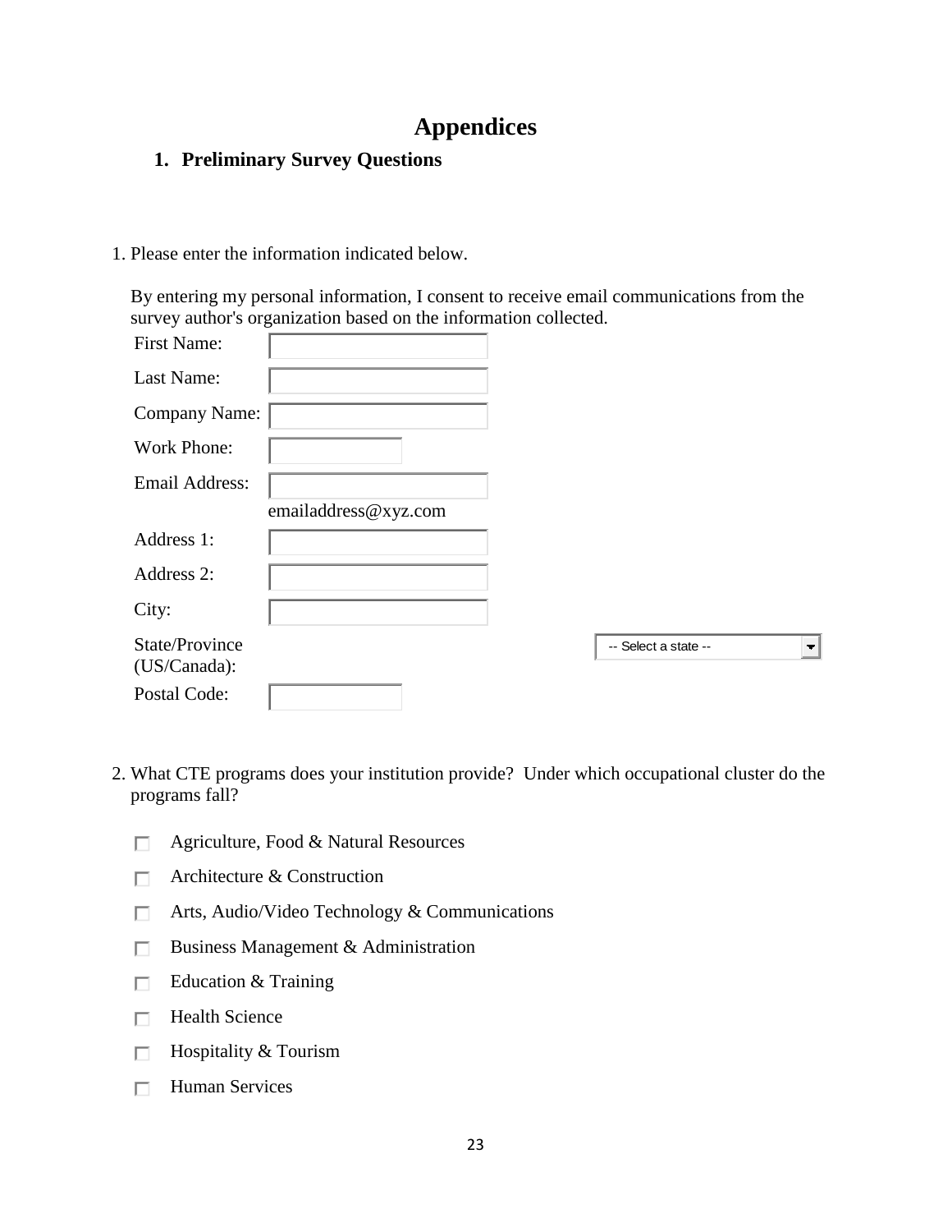# Appendices

## 1. Preliminary Survey Questions

1. Please enter the information indicated below.

   By entering my personal information, I consent to receive email communications from the survey author's organization based on the information collected.

   First Name: ____________

   Last Name: ____________

   Company Name: ____________

   Work Phone: ____________

   Email Address: ____________
   emailaddress@xyz.com

   Address 1: ____________

   Address 2: ____________

   City: ____________

   State/Province (US/Canada): -- Select a state --

   Postal Code: ____________

2. What CTE programs does your institution provide? Under which occupational cluster do the programs fall?

   - ☐ Agriculture, Food & Natural Resources
   - ☐ Architecture & Construction
   - ☐ Arts, Audio/Video Technology & Communications
   - ☐ Business Management & Administration
   - ☐ Education & Training
   - ☐ Health Science
   - ☐ Hospitality & Tourism
   - ☐ Human Services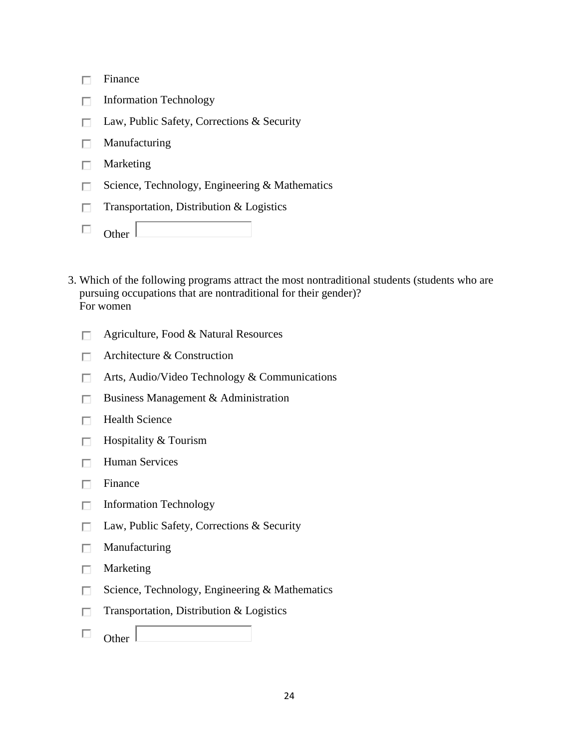- [ ] Finance
- [ ] Information Technology
- [ ] Law, Public Safety, Corrections & Security
- [ ] Manufacturing
- [ ] Marketing
- [ ] Science, Technology, Engineering & Mathematics
- [ ] Transportation, Distribution & Logistics
- [ ] Other ____________

3. Which of the following programs attract the most nontraditional students (students who are pursuing occupations that are nontraditional for their gender)?
   For women

- [ ] Agriculture, Food & Natural Resources
- [ ] Architecture & Construction
- [ ] Arts, Audio/Video Technology & Communications
- [ ] Business Management & Administration
- [ ] Health Science
- [ ] Hospitality & Tourism
- [ ] Human Services
- [ ] Finance
- [ ] Information Technology
- [ ] Law, Public Safety, Corrections & Security
- [ ] Manufacturing
- [ ] Marketing
- [ ] Science, Technology, Engineering & Mathematics
- [ ] Transportation, Distribution & Logistics
- [ ] Other ____________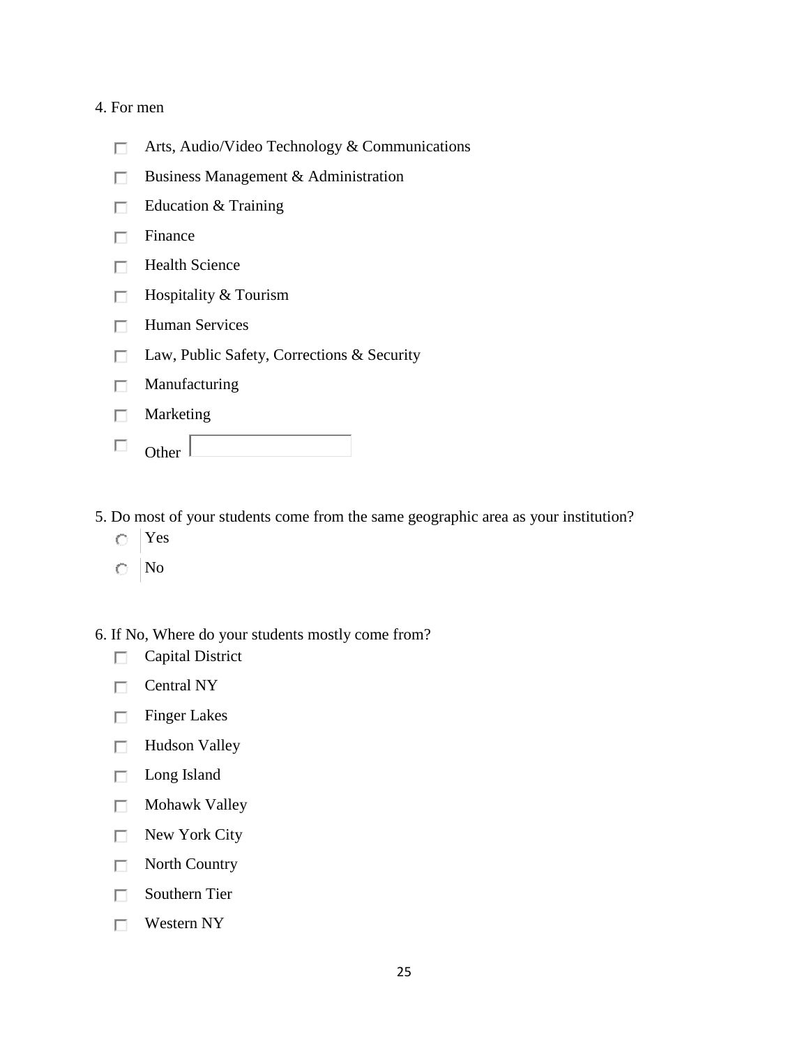4. For men

- [ ] Arts, Audio/Video Technology & Communications
- [ ] Business Management & Administration
- [ ] Education & Training
- [ ] Finance
- [ ] Health Science
- [ ] Hospitality & Tourism
- [ ] Human Services
- [ ] Law, Public Safety, Corrections & Security
- [ ] Manufacturing
- [ ] Marketing
- [ ] Other ______

5. Do most of your students come from the same geographic area as your institution?

- ○ Yes
- ○ No

6. If No, Where do your students mostly come from?

- [ ] Capital District
- [ ] Central NY
- [ ] Finger Lakes
- [ ] Hudson Valley
- [ ] Long Island
- [ ] Mohawk Valley
- [ ] New York City
- [ ] North Country
- [ ] Southern Tier
- [ ] Western NY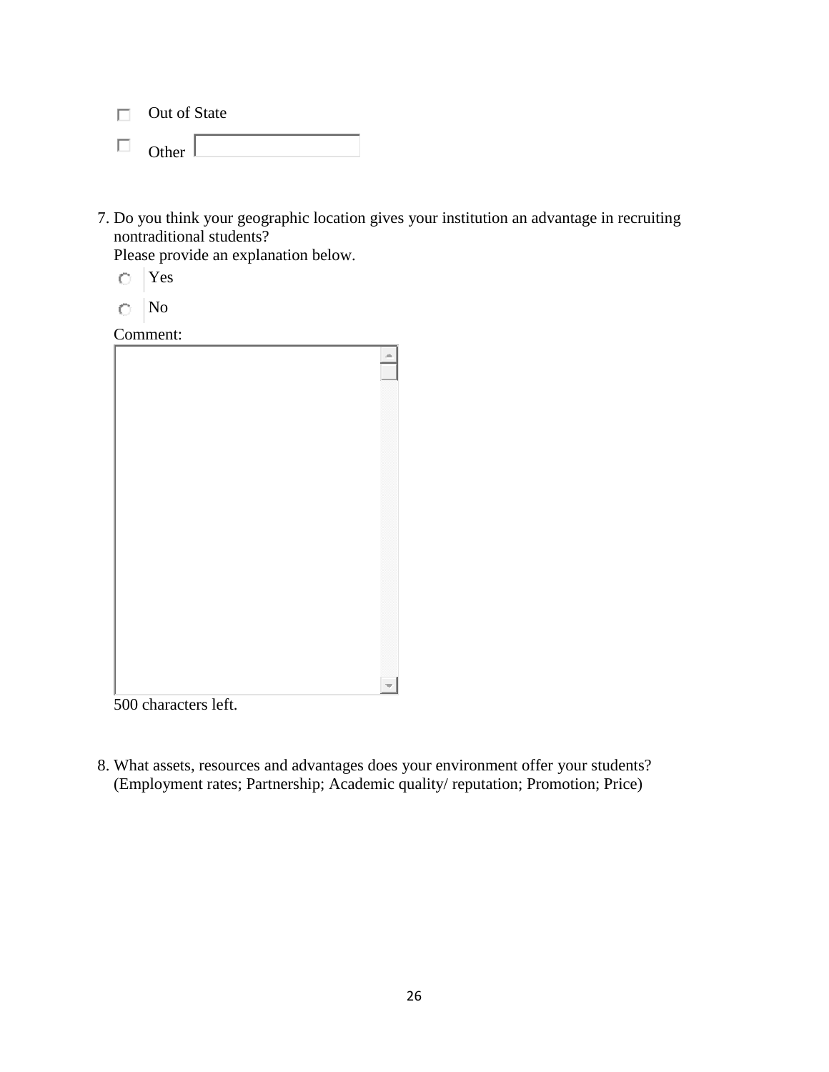- ☐ Out of State
- ☐ Other ________

7. Do you think your geographic location gives your institution an advantage in recruiting nontraditional students?
   Please provide an explanation below.

   - ○ Yes
   - ○ No

   Comment:

   500 characters left.

8. What assets, resources and advantages does your environment offer your students? (Employment rates; Partnership; Academic quality/ reputation; Promotion; Price)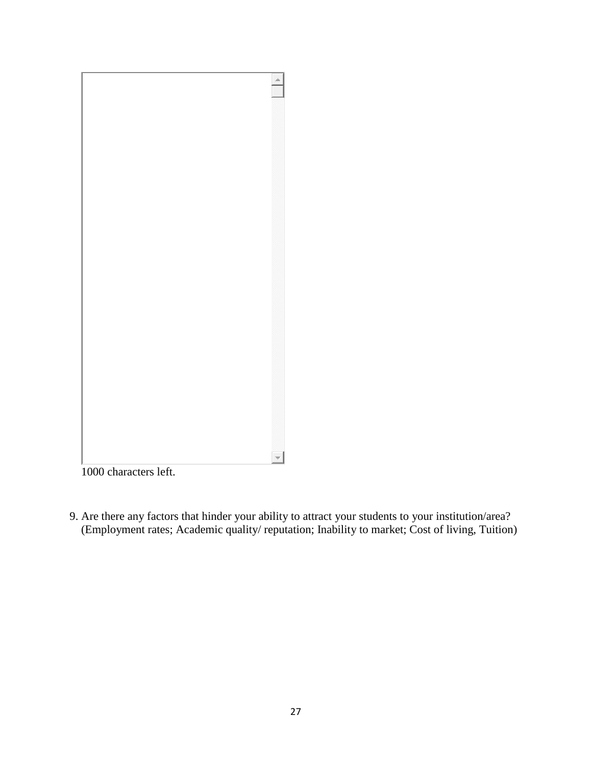1000 characters left.

9. Are there any factors that hinder your ability to attract your students to your institution/area? (Employment rates; Academic quality/ reputation; Inability to market; Cost of living, Tuition)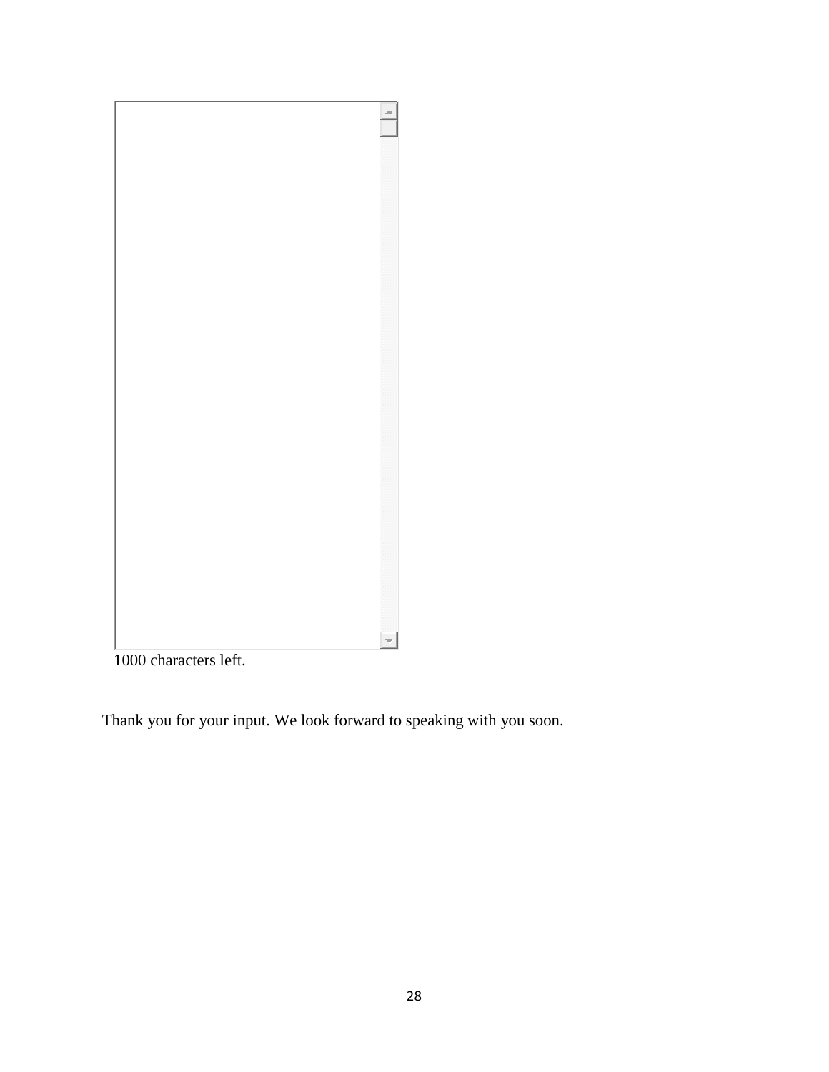1000 characters left.

Thank you for your input. We look forward to speaking with you soon.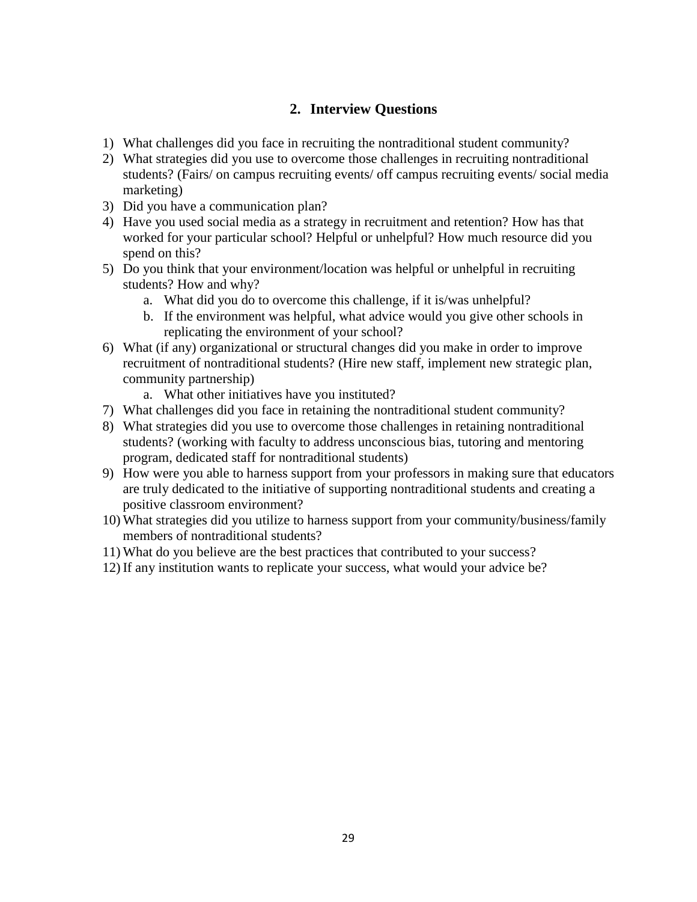## 2. Interview Questions

1) What challenges did you face in recruiting the nontraditional student community?
2) What strategies did you use to overcome those challenges in recruiting nontraditional students? (Fairs/ on campus recruiting events/ off campus recruiting events/ social media marketing)
3) Did you have a communication plan?
4) Have you used social media as a strategy in recruitment and retention? How has that worked for your particular school? Helpful or unhelpful? How much resource did you spend on this?
5) Do you think that your environment/location was helpful or unhelpful in recruiting students? How and why?
    a. What did you do to overcome this challenge, if it is/was unhelpful?
    b. If the environment was helpful, what advice would you give other schools in replicating the environment of your school?
6) What (if any) organizational or structural changes did you make in order to improve recruitment of nontraditional students? (Hire new staff, implement new strategic plan, community partnership)
    a. What other initiatives have you instituted?
7) What challenges did you face in retaining the nontraditional student community?
8) What strategies did you use to overcome those challenges in retaining nontraditional students? (working with faculty to address unconscious bias, tutoring and mentoring program, dedicated staff for nontraditional students)
9) How were you able to harness support from your professors in making sure that educators are truly dedicated to the initiative of supporting nontraditional students and creating a positive classroom environment?
10) What strategies did you utilize to harness support from your community/business/family members of nontraditional students?
11) What do you believe are the best practices that contributed to your success?
12) If any institution wants to replicate your success, what would your advice be?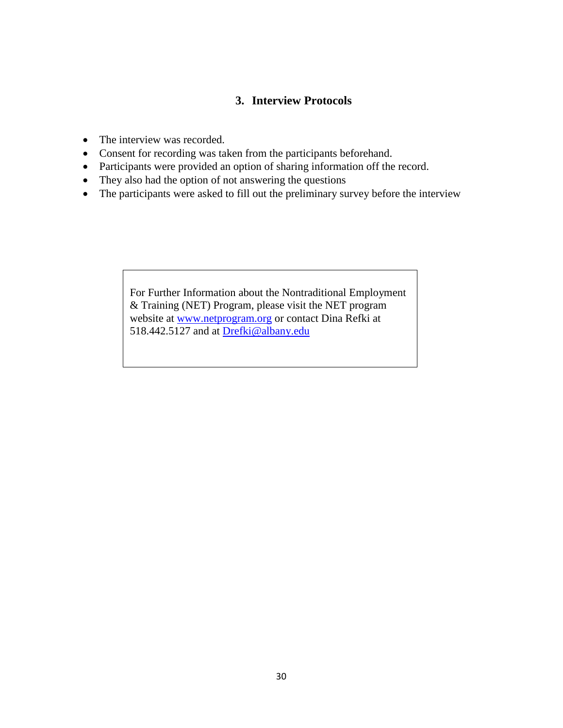## 3. Interview Protocols

- The interview was recorded.
- Consent for recording was taken from the participants beforehand.
- Participants were provided an option of sharing information off the record.
- They also had the option of not answering the questions
- The participants were asked to fill out the preliminary survey before the interview

For Further Information about the Nontraditional Employment & Training (NET) Program, please visit the NET program website at www.netprogram.org or contact Dina Refki at 518.442.5127 and at Drefki@albany.edu